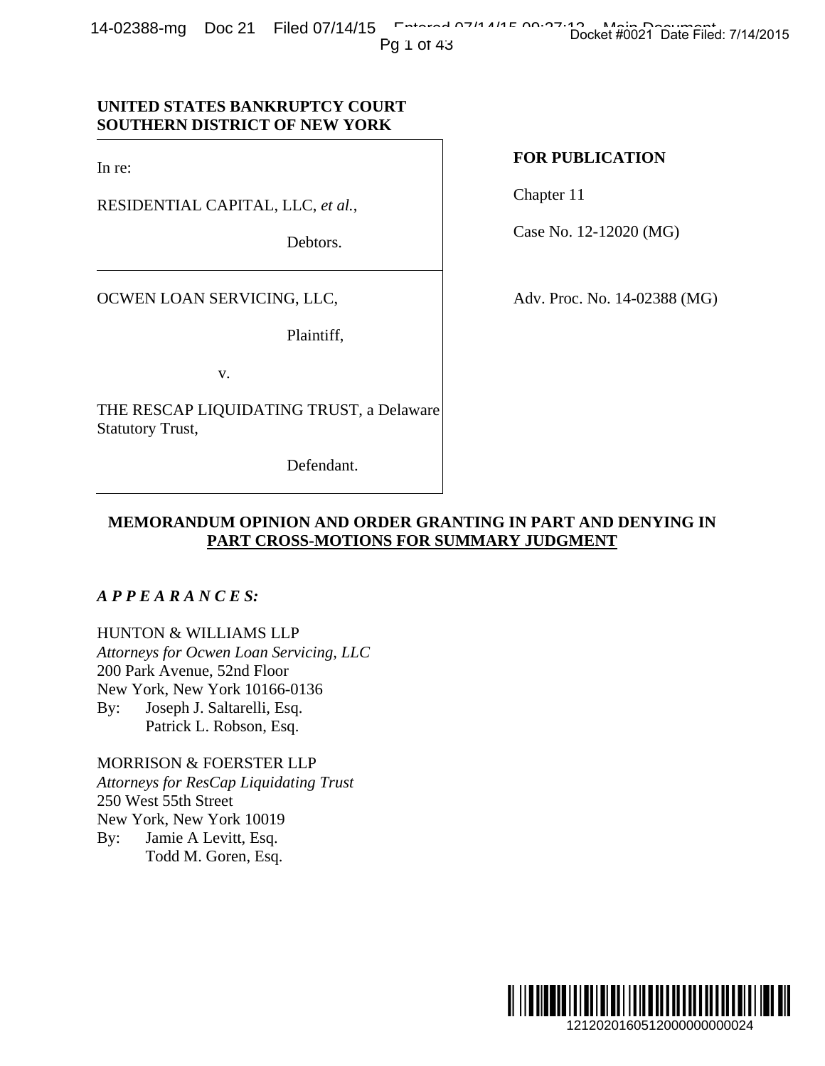**UNITED STATES BANKRUPTCY COURT**
**SOUTHERN DISTRICT OF NEW YORK**

| | |
|---|---|
| In re:<br><br>RESIDENTIAL CAPITAL, LLC, *et al.*,<br><br>Debtors. | **FOR PUBLICATION**<br><br>Chapter 11<br><br>Case No. 12-12020 (MG) |
| OCWEN LOAN SERVICING, LLC,<br><br>Plaintiff,<br><br>v.<br><br>THE RESCAP LIQUIDATING TRUST, a Delaware Statutory Trust,<br><br>Defendant. | Adv. Proc. No. 14-02388 (MG) |

**MEMORANDUM OPINION AND ORDER GRANTING IN PART AND DENYING IN PART CROSS-MOTIONS FOR SUMMARY JUDGMENT**

***A P P E A R A N C E S:***

HUNTON & WILLIAMS LLP
*Attorneys for Ocwen Loan Servicing, LLC*
200 Park Avenue, 52nd Floor
New York, New York 10166-0136
By: Joseph J. Saltarelli, Esq.
Patrick L. Robson, Esq.

MORRISON & FOERSTER LLP
*Attorneys for ResCap Liquidating Trust*
250 West 55th Street
New York, New York 10019
By: Jamie A Levitt, Esq.
Todd M. Goren, Esq.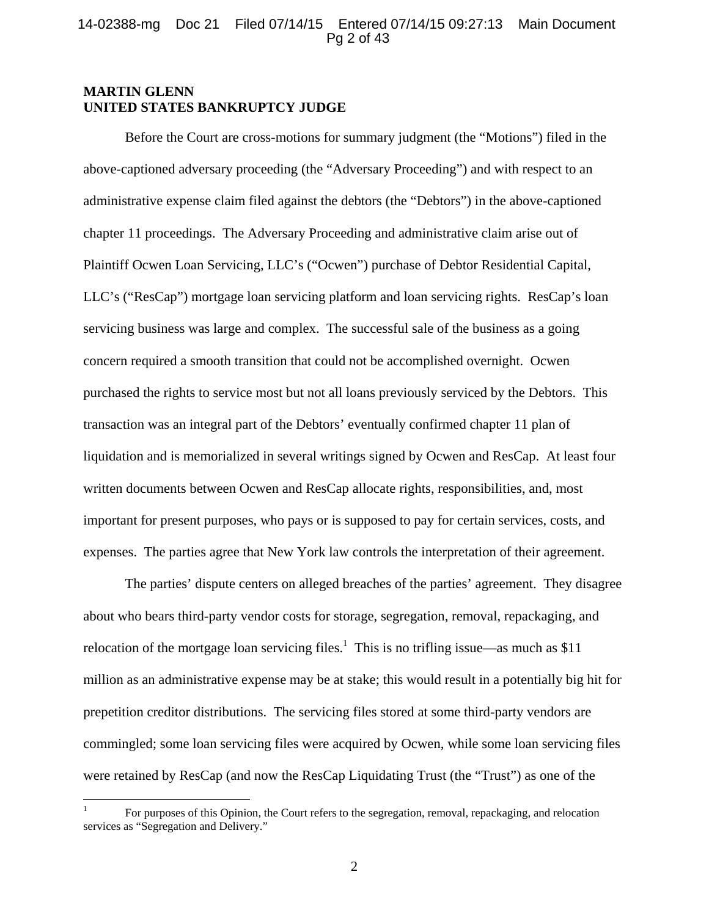**MARTIN GLENN**
**UNITED STATES BANKRUPTCY JUDGE**

Before the Court are cross-motions for summary judgment (the "Motions") filed in the above-captioned adversary proceeding (the "Adversary Proceeding") and with respect to an administrative expense claim filed against the debtors (the "Debtors") in the above-captioned chapter 11 proceedings. The Adversary Proceeding and administrative claim arise out of Plaintiff Ocwen Loan Servicing, LLC's ("Ocwen") purchase of Debtor Residential Capital, LLC's ("ResCap") mortgage loan servicing platform and loan servicing rights. ResCap's loan servicing business was large and complex. The successful sale of the business as a going concern required a smooth transition that could not be accomplished overnight. Ocwen purchased the rights to service most but not all loans previously serviced by the Debtors. This transaction was an integral part of the Debtors' eventually confirmed chapter 11 plan of liquidation and is memorialized in several writings signed by Ocwen and ResCap. At least four written documents between Ocwen and ResCap allocate rights, responsibilities, and, most important for present purposes, who pays or is supposed to pay for certain services, costs, and expenses. The parties agree that New York law controls the interpretation of their agreement.

The parties' dispute centers on alleged breaches of the parties' agreement. They disagree about who bears third-party vendor costs for storage, segregation, removal, repackaging, and relocation of the mortgage loan servicing files.[1] This is no trifling issue—as much as $11 million as an administrative expense may be at stake; this would result in a potentially big hit for prepetition creditor distributions. The servicing files stored at some third-party vendors are commingled; some loan servicing files were acquired by Ocwen, while some loan servicing files were retained by ResCap (and now the ResCap Liquidating Trust (the "Trust") as one of the

---

[1] For purposes of this Opinion, the Court refers to the segregation, removal, repackaging, and relocation services as "Segregation and Delivery."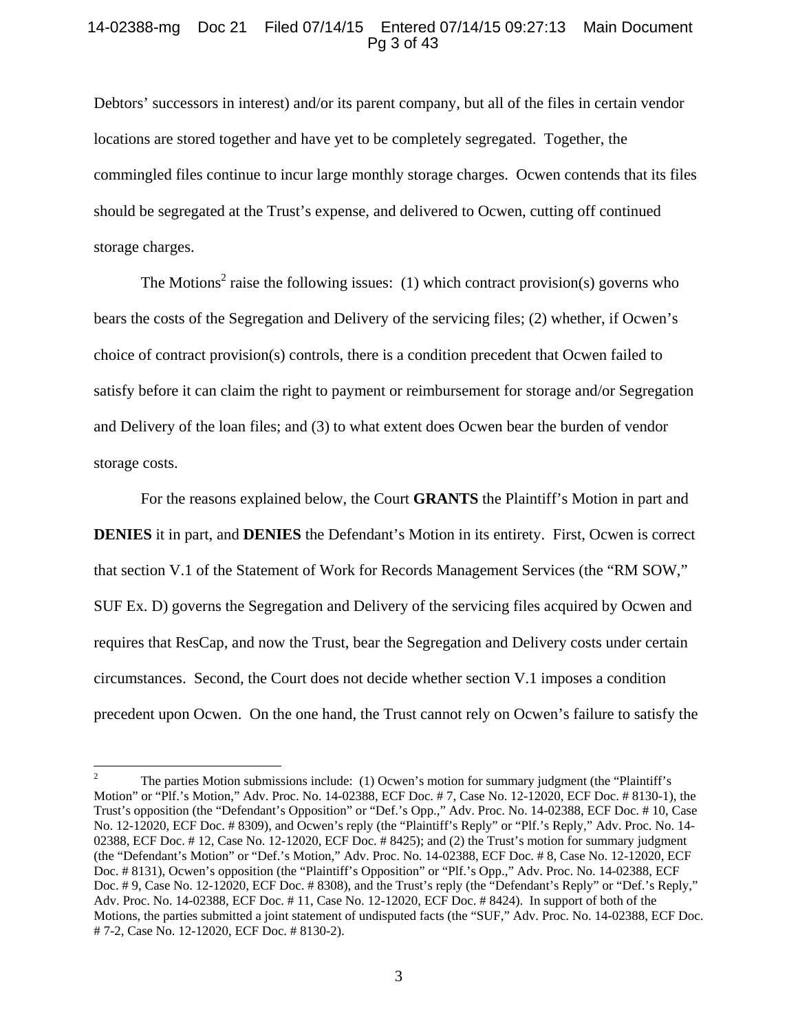Debtors' successors in interest) and/or its parent company, but all of the files in certain vendor locations are stored together and have yet to be completely segregated. Together, the commingled files continue to incur large monthly storage charges. Ocwen contends that its files should be segregated at the Trust's expense, and delivered to Ocwen, cutting off continued storage charges.

The Motions[2] raise the following issues: (1) which contract provision(s) governs who bears the costs of the Segregation and Delivery of the servicing files; (2) whether, if Ocwen's choice of contract provision(s) controls, there is a condition precedent that Ocwen failed to satisfy before it can claim the right to payment or reimbursement for storage and/or Segregation and Delivery of the loan files; and (3) to what extent does Ocwen bear the burden of vendor storage costs.

For the reasons explained below, the Court **GRANTS** the Plaintiff's Motion in part and **DENIES** it in part, and **DENIES** the Defendant's Motion in its entirety. First, Ocwen is correct that section V.1 of the Statement of Work for Records Management Services (the "RM SOW," SUF Ex. D) governs the Segregation and Delivery of the servicing files acquired by Ocwen and requires that ResCap, and now the Trust, bear the Segregation and Delivery costs under certain circumstances. Second, the Court does not decide whether section V.1 imposes a condition precedent upon Ocwen. On the one hand, the Trust cannot rely on Ocwen's failure to satisfy the

---

[2] The parties Motion submissions include: (1) Ocwen's motion for summary judgment (the "Plaintiff's Motion" or "Plf.'s Motion," Adv. Proc. No. 14-02388, ECF Doc. # 7, Case No. 12-12020, ECF Doc. # 8130-1), the Trust's opposition (the "Defendant's Opposition" or "Def.'s Opp.," Adv. Proc. No. 14-02388, ECF Doc. # 10, Case No. 12-12020, ECF Doc. # 8309), and Ocwen's reply (the "Plaintiff's Reply" or "Plf.'s Reply," Adv. Proc. No. 14-02388, ECF Doc. # 12, Case No. 12-12020, ECF Doc. # 8425); and (2) the Trust's motion for summary judgment (the "Defendant's Motion" or "Def.'s Motion," Adv. Proc. No. 14-02388, ECF Doc. # 8, Case No. 12-12020, ECF Doc. # 8131), Ocwen's opposition (the "Plaintiff's Opposition" or "Plf.'s Opp.," Adv. Proc. No. 14-02388, ECF Doc. # 9, Case No. 12-12020, ECF Doc. # 8308), and the Trust's reply (the "Defendant's Reply" or "Def.'s Reply," Adv. Proc. No. 14-02388, ECF Doc. # 11, Case No. 12-12020, ECF Doc. # 8424). In support of both of the Motions, the parties submitted a joint statement of undisputed facts (the "SUF," Adv. Proc. No. 14-02388, ECF Doc. # 7-2, Case No. 12-12020, ECF Doc. # 8130-2).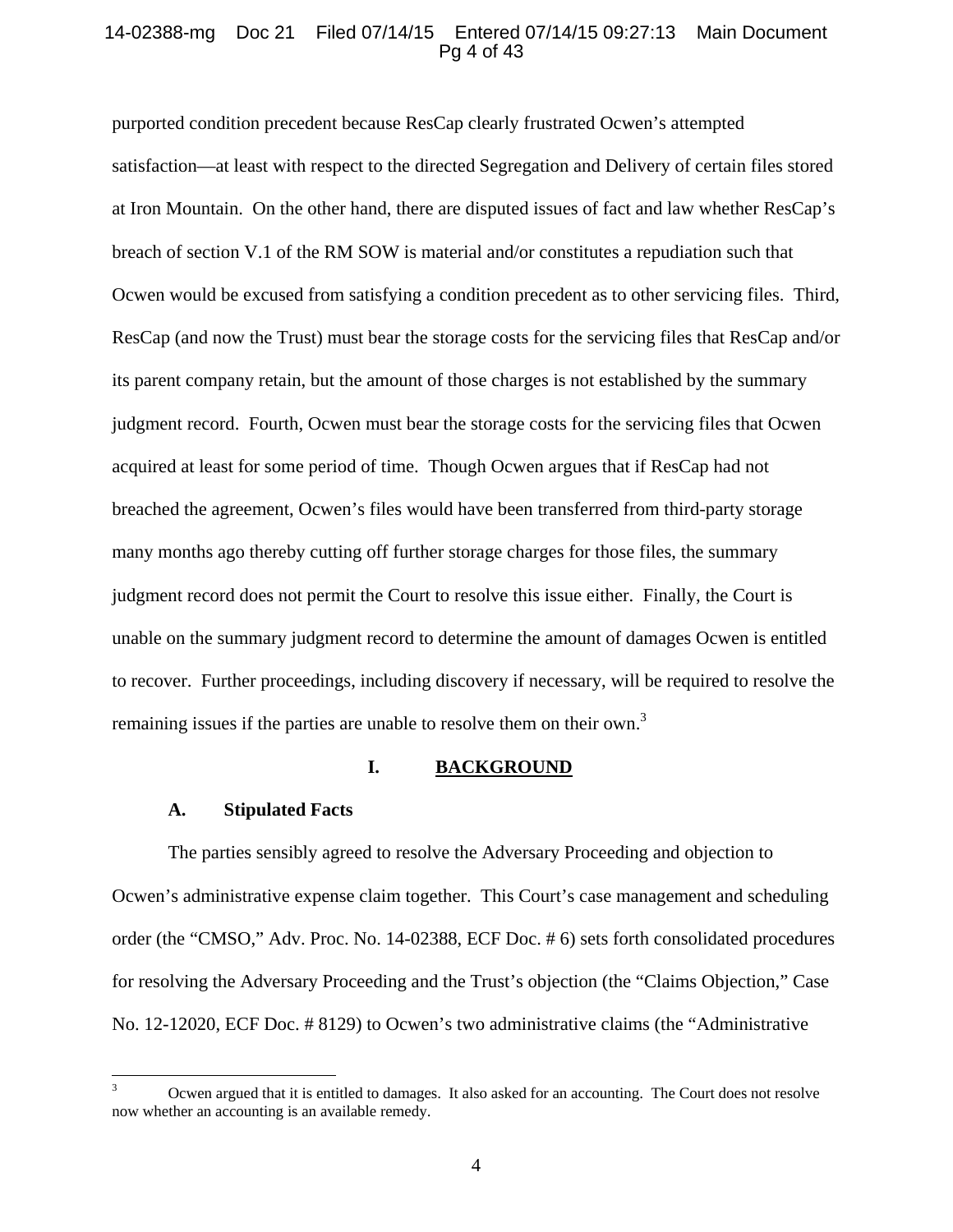purported condition precedent because ResCap clearly frustrated Ocwen's attempted satisfaction—at least with respect to the directed Segregation and Delivery of certain files stored at Iron Mountain. On the other hand, there are disputed issues of fact and law whether ResCap's breach of section V.1 of the RM SOW is material and/or constitutes a repudiation such that Ocwen would be excused from satisfying a condition precedent as to other servicing files. Third, ResCap (and now the Trust) must bear the storage costs for the servicing files that ResCap and/or its parent company retain, but the amount of those charges is not established by the summary judgment record. Fourth, Ocwen must bear the storage costs for the servicing files that Ocwen acquired at least for some period of time. Though Ocwen argues that if ResCap had not breached the agreement, Ocwen's files would have been transferred from third-party storage many months ago thereby cutting off further storage charges for those files, the summary judgment record does not permit the Court to resolve this issue either. Finally, the Court is unable on the summary judgment record to determine the amount of damages Ocwen is entitled to recover. Further proceedings, including discovery if necessary, will be required to resolve the remaining issues if the parties are unable to resolve them on their own.[3]

# I. BACKGROUND

## A. Stipulated Facts

The parties sensibly agreed to resolve the Adversary Proceeding and objection to Ocwen's administrative expense claim together. This Court's case management and scheduling order (the "CMSO," Adv. Proc. No. 14-02388, ECF Doc. # 6) sets forth consolidated procedures for resolving the Adversary Proceeding and the Trust's objection (the "Claims Objection," Case No. 12-12020, ECF Doc. # 8129) to Ocwen's two administrative claims (the "Administrative

---

[3] Ocwen argued that it is entitled to damages. It also asked for an accounting. The Court does not resolve now whether an accounting is an available remedy.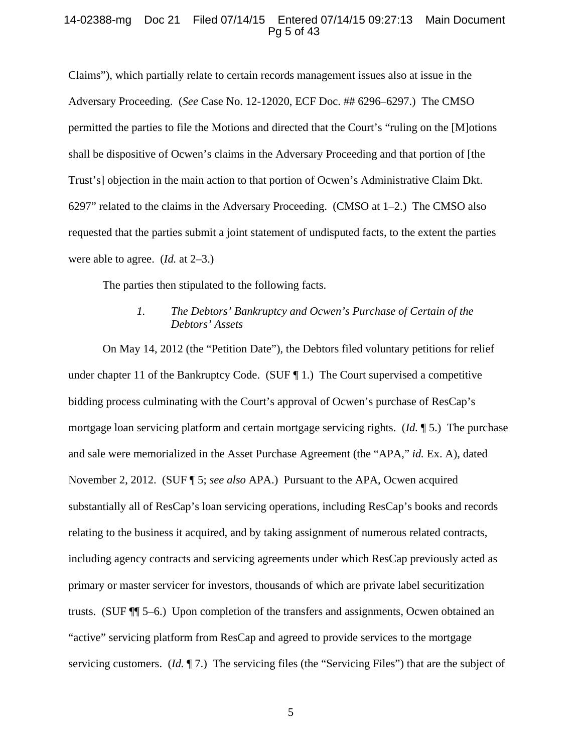Claims"), which partially relate to certain records management issues also at issue in the Adversary Proceeding. (*See* Case No. 12-12020, ECF Doc. ## 6296–6297.) The CMSO permitted the parties to file the Motions and directed that the Court's "ruling on the [M]otions shall be dispositive of Ocwen's claims in the Adversary Proceeding and that portion of [the Trust's] objection in the main action to that portion of Ocwen's Administrative Claim Dkt. 6297" related to the claims in the Adversary Proceeding. (CMSO at 1–2.) The CMSO also requested that the parties submit a joint statement of undisputed facts, to the extent the parties were able to agree. (*Id.* at 2–3.)

The parties then stipulated to the following facts.

### *1. The Debtors' Bankruptcy and Ocwen's Purchase of Certain of the Debtors' Assets*

On May 14, 2012 (the "Petition Date"), the Debtors filed voluntary petitions for relief under chapter 11 of the Bankruptcy Code. (SUF ¶ 1.) The Court supervised a competitive bidding process culminating with the Court's approval of Ocwen's purchase of ResCap's mortgage loan servicing platform and certain mortgage servicing rights. (*Id.* ¶ 5.) The purchase and sale were memorialized in the Asset Purchase Agreement (the "APA," *id.* Ex. A), dated November 2, 2012. (SUF ¶ 5; *see also* APA.) Pursuant to the APA, Ocwen acquired substantially all of ResCap's loan servicing operations, including ResCap's books and records relating to the business it acquired, and by taking assignment of numerous related contracts, including agency contracts and servicing agreements under which ResCap previously acted as primary or master servicer for investors, thousands of which are private label securitization trusts. (SUF ¶¶ 5–6.) Upon completion of the transfers and assignments, Ocwen obtained an "active" servicing platform from ResCap and agreed to provide services to the mortgage servicing customers. (*Id.* ¶ 7.) The servicing files (the "Servicing Files") that are the subject of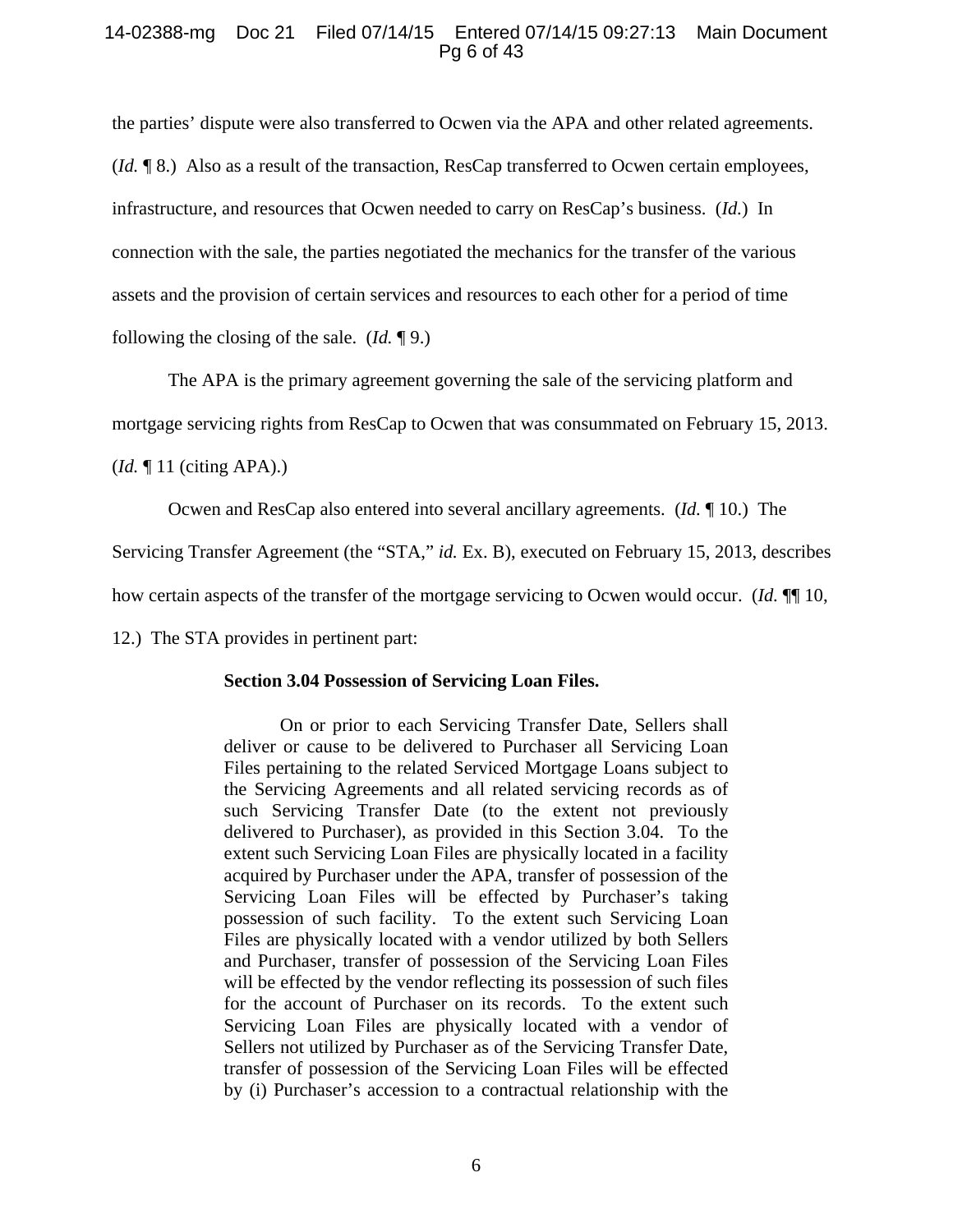the parties' dispute were also transferred to Ocwen via the APA and other related agreements. (*Id.* ¶ 8.) Also as a result of the transaction, ResCap transferred to Ocwen certain employees, infrastructure, and resources that Ocwen needed to carry on ResCap's business. (*Id.*) In connection with the sale, the parties negotiated the mechanics for the transfer of the various assets and the provision of certain services and resources to each other for a period of time following the closing of the sale. (*Id.* ¶ 9.)

The APA is the primary agreement governing the sale of the servicing platform and mortgage servicing rights from ResCap to Ocwen that was consummated on February 15, 2013. (*Id.* ¶ 11 (citing APA).)

Ocwen and ResCap also entered into several ancillary agreements. (*Id.* ¶ 10.) The Servicing Transfer Agreement (the "STA," *id.* Ex. B), executed on February 15, 2013, describes how certain aspects of the transfer of the mortgage servicing to Ocwen would occur. (*Id.* ¶¶ 10, 12.) The STA provides in pertinent part:

> **Section 3.04 Possession of Servicing Loan Files.**
>
> On or prior to each Servicing Transfer Date, Sellers shall deliver or cause to be delivered to Purchaser all Servicing Loan Files pertaining to the related Serviced Mortgage Loans subject to the Servicing Agreements and all related servicing records as of such Servicing Transfer Date (to the extent not previously delivered to Purchaser), as provided in this Section 3.04. To the extent such Servicing Loan Files are physically located in a facility acquired by Purchaser under the APA, transfer of possession of the Servicing Loan Files will be effected by Purchaser's taking possession of such facility. To the extent such Servicing Loan Files are physically located with a vendor utilized by both Sellers and Purchaser, transfer of possession of the Servicing Loan Files will be effected by the vendor reflecting its possession of such files for the account of Purchaser on its records. To the extent such Servicing Loan Files are physically located with a vendor of Sellers not utilized by Purchaser as of the Servicing Transfer Date, transfer of possession of the Servicing Loan Files will be effected by (i) Purchaser's accession to a contractual relationship with the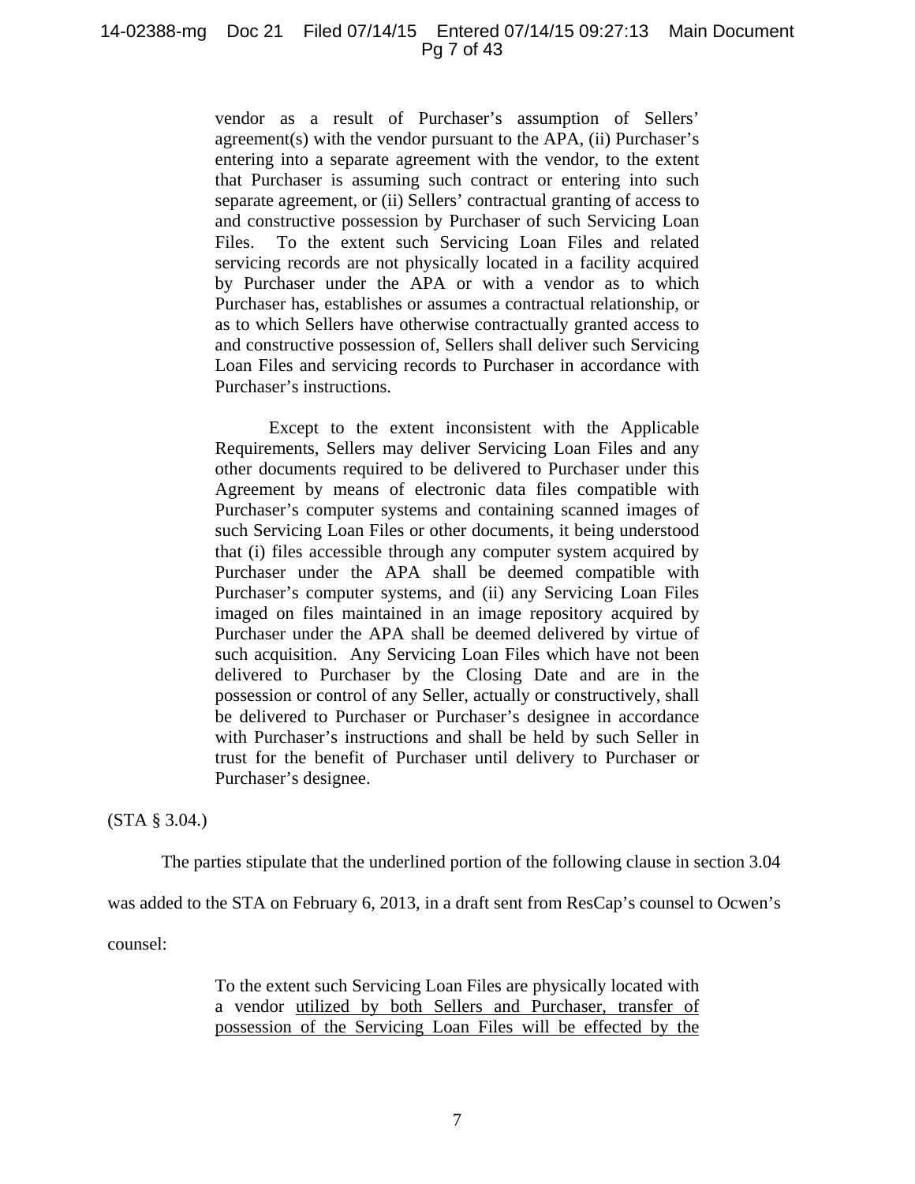> vendor as a result of Purchaser's assumption of Sellers' agreement(s) with the vendor pursuant to the APA, (ii) Purchaser's entering into a separate agreement with the vendor, to the extent that Purchaser is assuming such contract or entering into such separate agreement, or (ii) Sellers' contractual granting of access to and constructive possession by Purchaser of such Servicing Loan Files. To the extent such Servicing Loan Files and related servicing records are not physically located in a facility acquired by Purchaser under the APA or with a vendor as to which Purchaser has, establishes or assumes a contractual relationship, or as to which Sellers have otherwise contractually granted access to and constructive possession of, Sellers shall deliver such Servicing Loan Files and servicing records to Purchaser in accordance with Purchaser's instructions.
>
> Except to the extent inconsistent with the Applicable Requirements, Sellers may deliver Servicing Loan Files and any other documents required to be delivered to Purchaser under this Agreement by means of electronic data files compatible with Purchaser's computer systems and containing scanned images of such Servicing Loan Files or other documents, it being understood that (i) files accessible through any computer system acquired by Purchaser under the APA shall be deemed compatible with Purchaser's computer systems, and (ii) any Servicing Loan Files imaged on files maintained in an image repository acquired by Purchaser under the APA shall be deemed delivered by virtue of such acquisition. Any Servicing Loan Files which have not been delivered to Purchaser by the Closing Date and are in the possession or control of any Seller, actually or constructively, shall be delivered to Purchaser or Purchaser's designee in accordance with Purchaser's instructions and shall be held by such Seller in trust for the benefit of Purchaser until delivery to Purchaser or Purchaser's designee.

(STA § 3.04.)

The parties stipulate that the underlined portion of the following clause in section 3.04 was added to the STA on February 6, 2013, in a draft sent from ResCap's counsel to Ocwen's counsel:

> To the extent such Servicing Loan Files are physically located with a vendor <u>utilized by both Sellers and Purchaser, transfer of possession of the Servicing Loan Files will be effected by the</u>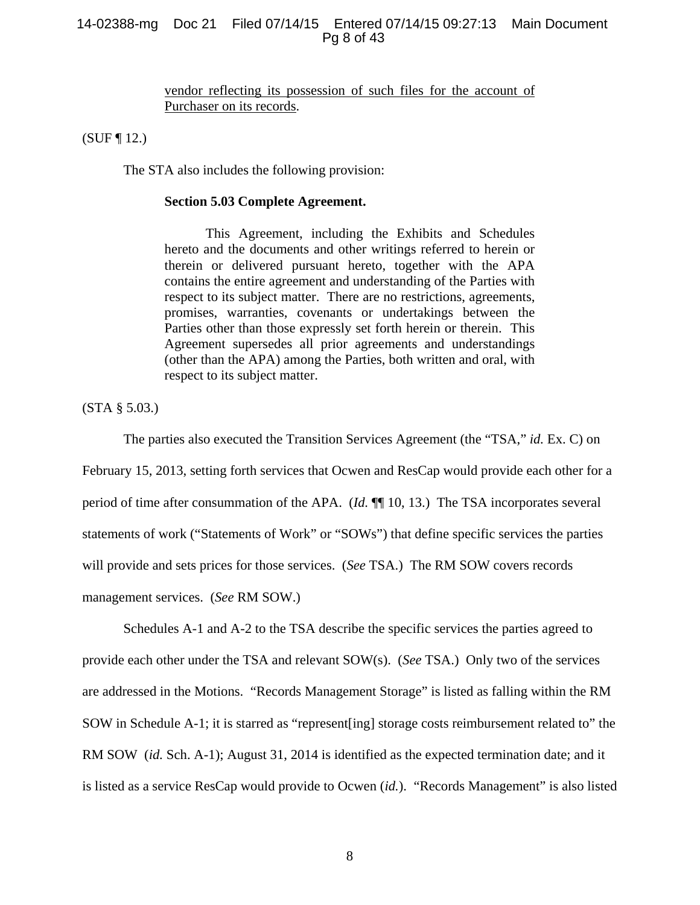> <u>vendor reflecting its possession of such files for the account of Purchaser on its records</u>.

(SUF ¶ 12.)

The STA also includes the following provision:

> **Section 5.03 Complete Agreement.**
>
> This Agreement, including the Exhibits and Schedules hereto and the documents and other writings referred to herein or therein or delivered pursuant hereto, together with the APA contains the entire agreement and understanding of the Parties with respect to its subject matter. There are no restrictions, agreements, promises, warranties, covenants or undertakings between the Parties other than those expressly set forth herein or therein. This Agreement supersedes all prior agreements and understandings (other than the APA) among the Parties, both written and oral, with respect to its subject matter.

(STA § 5.03.)

The parties also executed the Transition Services Agreement (the "TSA," *id.* Ex. C) on February 15, 2013, setting forth services that Ocwen and ResCap would provide each other for a period of time after consummation of the APA. (*Id.* ¶¶ 10, 13.) The TSA incorporates several statements of work ("Statements of Work" or "SOWs") that define specific services the parties will provide and sets prices for those services. (*See* TSA.) The RM SOW covers records management services. (*See* RM SOW.)

Schedules A-1 and A-2 to the TSA describe the specific services the parties agreed to provide each other under the TSA and relevant SOW(s). (*See* TSA.) Only two of the services are addressed in the Motions. "Records Management Storage" is listed as falling within the RM SOW in Schedule A-1; it is starred as "represent[ing] storage costs reimbursement related to" the RM SOW (*id.* Sch. A-1); August 31, 2014 is identified as the expected termination date; and it is listed as a service ResCap would provide to Ocwen (*id.*). "Records Management" is also listed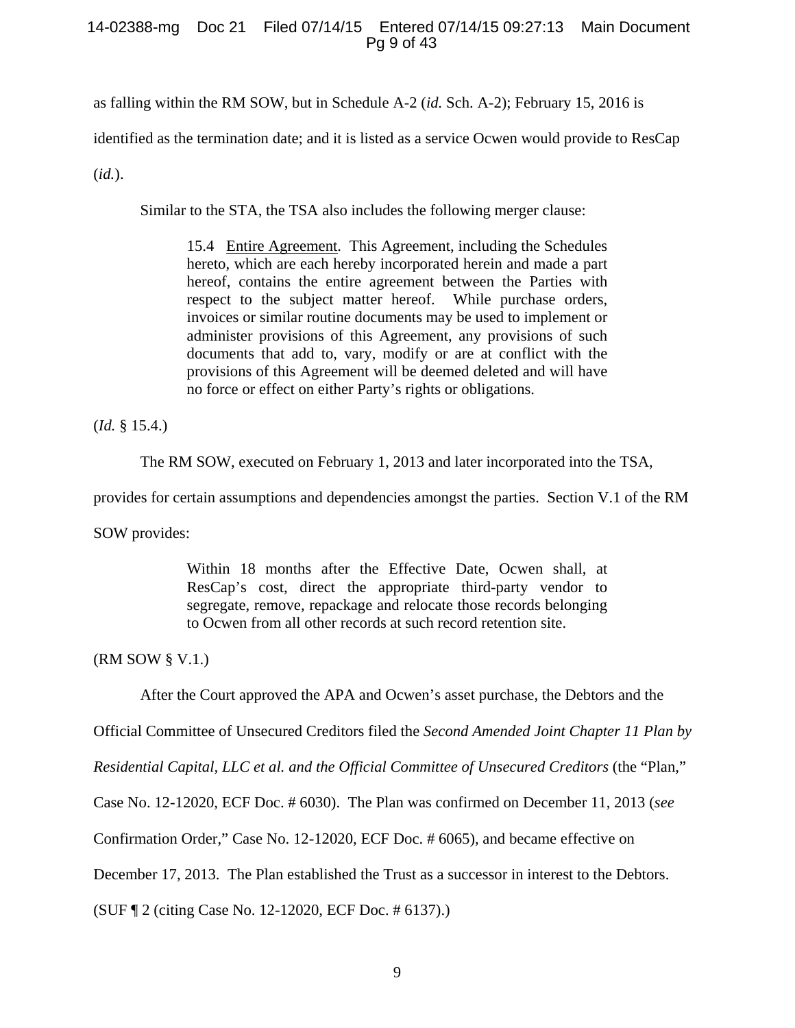as falling within the RM SOW, but in Schedule A-2 (*id.* Sch. A-2); February 15, 2016 is identified as the termination date; and it is listed as a service Ocwen would provide to ResCap (*id.*).

Similar to the STA, the TSA also includes the following merger clause:

> 15.4 Entire Agreement. This Agreement, including the Schedules hereto, which are each hereby incorporated herein and made a part hereof, contains the entire agreement between the Parties with respect to the subject matter hereof. While purchase orders, invoices or similar routine documents may be used to implement or administer provisions of this Agreement, any provisions of such documents that add to, vary, modify or are at conflict with the provisions of this Agreement will be deemed deleted and will have no force or effect on either Party's rights or obligations.

(*Id.* § 15.4.)

The RM SOW, executed on February 1, 2013 and later incorporated into the TSA, provides for certain assumptions and dependencies amongst the parties. Section V.1 of the RM SOW provides:

> Within 18 months after the Effective Date, Ocwen shall, at ResCap's cost, direct the appropriate third-party vendor to segregate, remove, repackage and relocate those records belonging to Ocwen from all other records at such record retention site.

(RM SOW § V.1.)

After the Court approved the APA and Ocwen's asset purchase, the Debtors and the Official Committee of Unsecured Creditors filed the *Second Amended Joint Chapter 11 Plan by Residential Capital, LLC et al. and the Official Committee of Unsecured Creditors* (the "Plan," Case No. 12-12020, ECF Doc. # 6030). The Plan was confirmed on December 11, 2013 (*see* Confirmation Order," Case No. 12-12020, ECF Doc. # 6065), and became effective on December 17, 2013. The Plan established the Trust as a successor in interest to the Debtors. (SUF ¶ 2 (citing Case No. 12-12020, ECF Doc. # 6137).)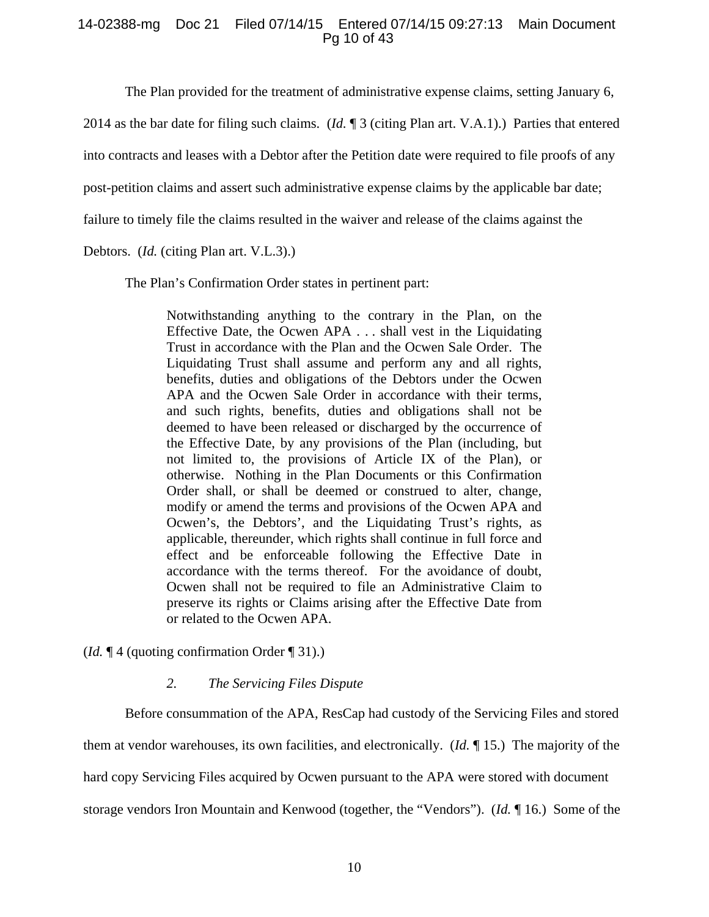The Plan provided for the treatment of administrative expense claims, setting January 6, 2014 as the bar date for filing such claims. (*Id.* ¶ 3 (citing Plan art. V.A.1).) Parties that entered into contracts and leases with a Debtor after the Petition date were required to file proofs of any post-petition claims and assert such administrative expense claims by the applicable bar date; failure to timely file the claims resulted in the waiver and release of the claims against the Debtors. (*Id.* (citing Plan art. V.L.3).)

The Plan's Confirmation Order states in pertinent part:

> Notwithstanding anything to the contrary in the Plan, on the Effective Date, the Ocwen APA . . . shall vest in the Liquidating Trust in accordance with the Plan and the Ocwen Sale Order. The Liquidating Trust shall assume and perform any and all rights, benefits, duties and obligations of the Debtors under the Ocwen APA and the Ocwen Sale Order in accordance with their terms, and such rights, benefits, duties and obligations shall not be deemed to have been released or discharged by the occurrence of the Effective Date, by any provisions of the Plan (including, but not limited to, the provisions of Article IX of the Plan), or otherwise. Nothing in the Plan Documents or this Confirmation Order shall, or shall be deemed or construed to alter, change, modify or amend the terms and provisions of the Ocwen APA and Ocwen's, the Debtors', and the Liquidating Trust's rights, as applicable, thereunder, which rights shall continue in full force and effect and be enforceable following the Effective Date in accordance with the terms thereof. For the avoidance of doubt, Ocwen shall not be required to file an Administrative Claim to preserve its rights or Claims arising after the Effective Date from or related to the Ocwen APA.

(*Id.* ¶ 4 (quoting confirmation Order ¶ 31).)

### *2. The Servicing Files Dispute*

Before consummation of the APA, ResCap had custody of the Servicing Files and stored them at vendor warehouses, its own facilities, and electronically. (*Id.* ¶ 15.) The majority of the hard copy Servicing Files acquired by Ocwen pursuant to the APA were stored with document storage vendors Iron Mountain and Kenwood (together, the "Vendors"). (*Id.* ¶ 16.) Some of the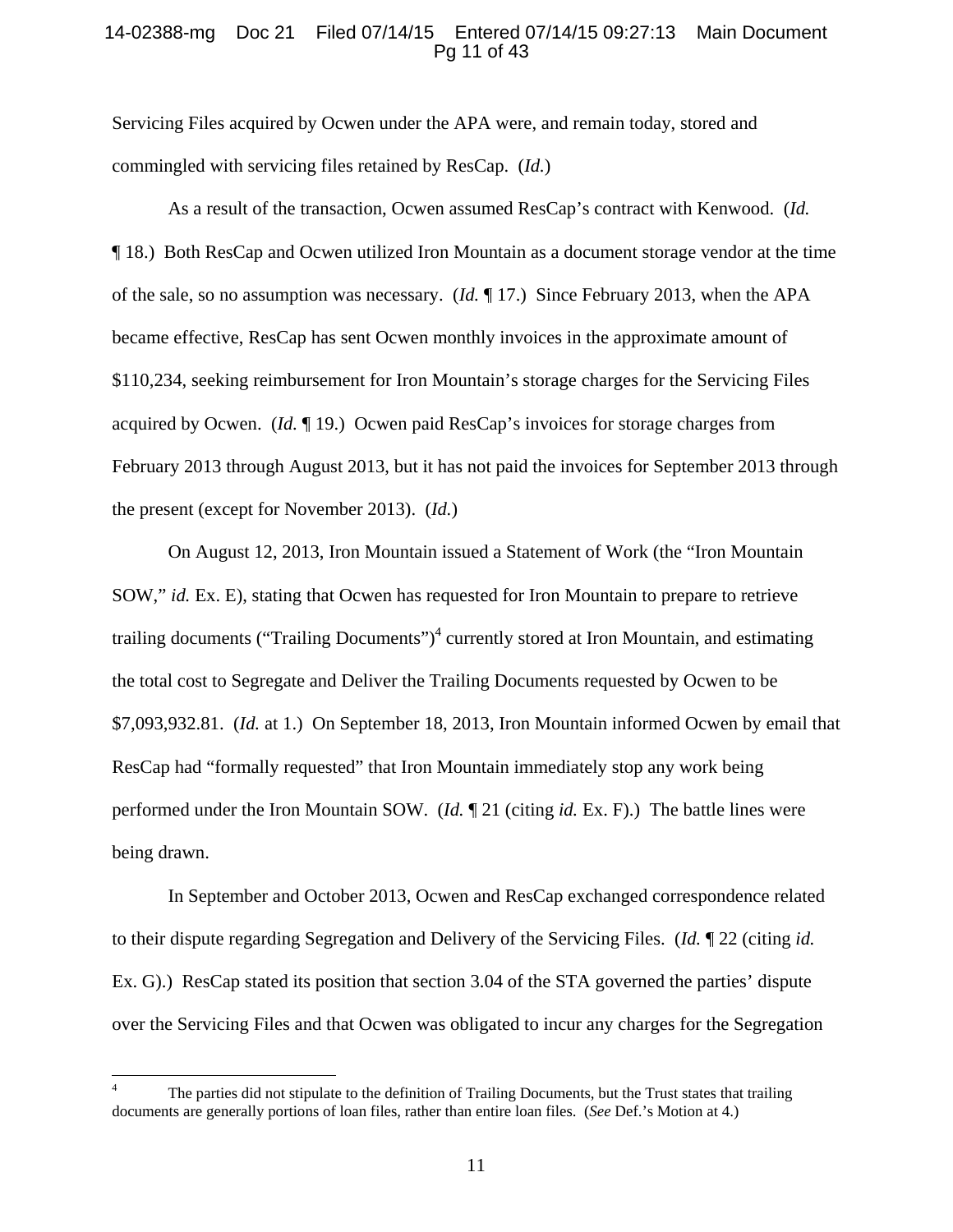Servicing Files acquired by Ocwen under the APA were, and remain today, stored and commingled with servicing files retained by ResCap. (*Id.*)

As a result of the transaction, Ocwen assumed ResCap's contract with Kenwood. (*Id.* ¶ 18.) Both ResCap and Ocwen utilized Iron Mountain as a document storage vendor at the time of the sale, so no assumption was necessary. (*Id.* ¶ 17.) Since February 2013, when the APA became effective, ResCap has sent Ocwen monthly invoices in the approximate amount of $110,234, seeking reimbursement for Iron Mountain's storage charges for the Servicing Files acquired by Ocwen. (*Id.* ¶ 19.) Ocwen paid ResCap's invoices for storage charges from February 2013 through August 2013, but it has not paid the invoices for September 2013 through the present (except for November 2013). (*Id.*)

On August 12, 2013, Iron Mountain issued a Statement of Work (the "Iron Mountain SOW," *id.* Ex. E), stating that Ocwen has requested for Iron Mountain to prepare to retrieve trailing documents ("Trailing Documents")[4] currently stored at Iron Mountain, and estimating the total cost to Segregate and Deliver the Trailing Documents requested by Ocwen to be $7,093,932.81. (*Id.* at 1.) On September 18, 2013, Iron Mountain informed Ocwen by email that ResCap had "formally requested" that Iron Mountain immediately stop any work being performed under the Iron Mountain SOW. (*Id.* ¶ 21 (citing *id.* Ex. F).) The battle lines were being drawn.

In September and October 2013, Ocwen and ResCap exchanged correspondence related to their dispute regarding Segregation and Delivery of the Servicing Files. (*Id.* ¶ 22 (citing *id.* Ex. G).) ResCap stated its position that section 3.04 of the STA governed the parties' dispute over the Servicing Files and that Ocwen was obligated to incur any charges for the Segregation

---

[4] The parties did not stipulate to the definition of Trailing Documents, but the Trust states that trailing documents are generally portions of loan files, rather than entire loan files. (*See* Def.'s Motion at 4.)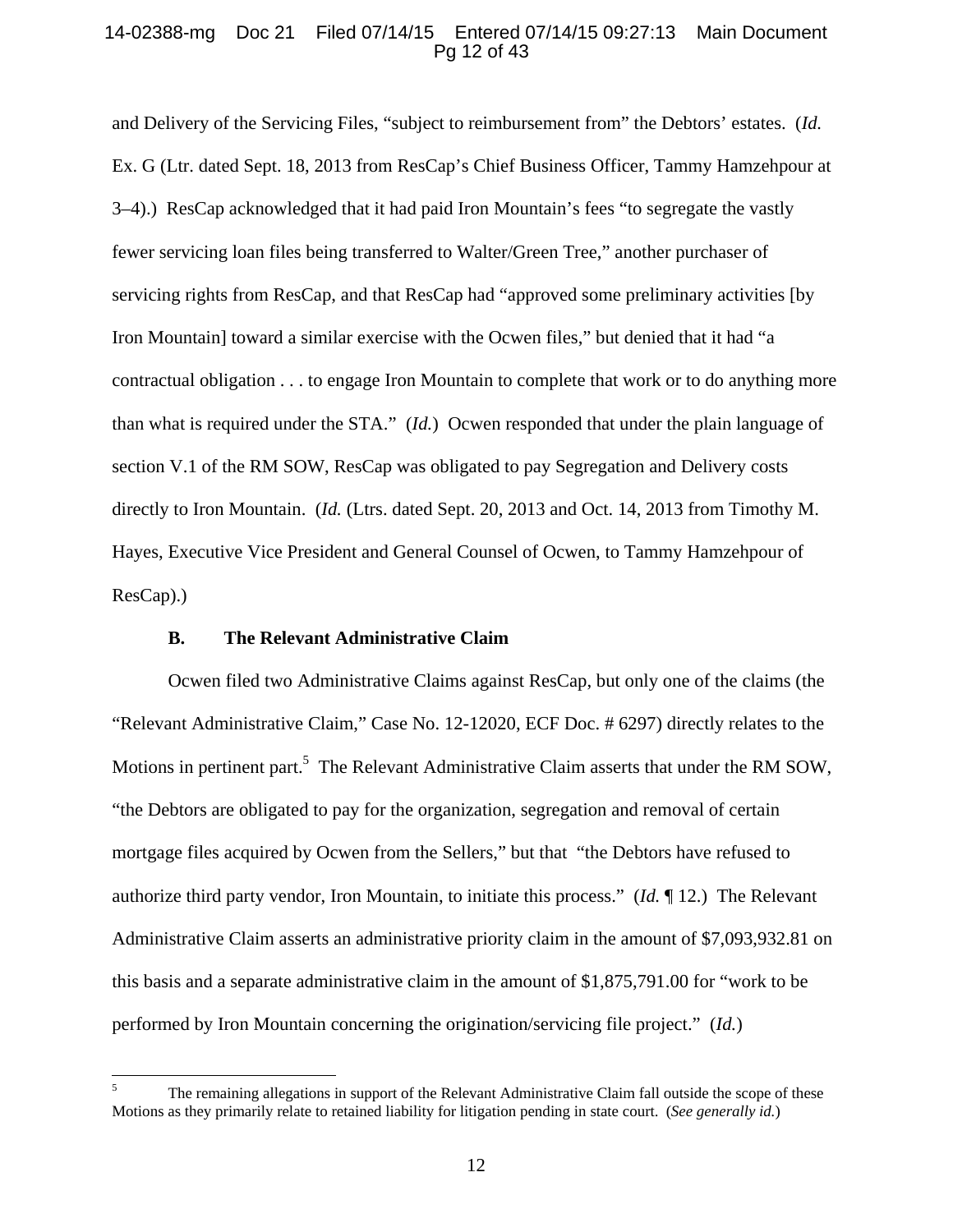and Delivery of the Servicing Files, "subject to reimbursement from" the Debtors' estates. (*Id.* Ex. G (Ltr. dated Sept. 18, 2013 from ResCap's Chief Business Officer, Tammy Hamzehpour at 3–4).) ResCap acknowledged that it had paid Iron Mountain's fees "to segregate the vastly fewer servicing loan files being transferred to Walter/Green Tree," another purchaser of servicing rights from ResCap, and that ResCap had "approved some preliminary activities [by Iron Mountain] toward a similar exercise with the Ocwen files," but denied that it had "a contractual obligation . . . to engage Iron Mountain to complete that work or to do anything more than what is required under the STA." (*Id.*) Ocwen responded that under the plain language of section V.1 of the RM SOW, ResCap was obligated to pay Segregation and Delivery costs directly to Iron Mountain. (*Id.* (Ltrs. dated Sept. 20, 2013 and Oct. 14, 2013 from Timothy M. Hayes, Executive Vice President and General Counsel of Ocwen, to Tammy Hamzehpour of ResCap).)

### B. The Relevant Administrative Claim

Ocwen filed two Administrative Claims against ResCap, but only one of the claims (the "Relevant Administrative Claim," Case No. 12-12020, ECF Doc. # 6297) directly relates to the Motions in pertinent part.[5] The Relevant Administrative Claim asserts that under the RM SOW, "the Debtors are obligated to pay for the organization, segregation and removal of certain mortgage files acquired by Ocwen from the Sellers," but that "the Debtors have refused to authorize third party vendor, Iron Mountain, to initiate this process." (*Id.* ¶ 12.) The Relevant Administrative Claim asserts an administrative priority claim in the amount of $7,093,932.81 on this basis and a separate administrative claim in the amount of $1,875,791.00 for "work to be performed by Iron Mountain concerning the origination/servicing file project." (*Id.*)

---

[5] The remaining allegations in support of the Relevant Administrative Claim fall outside the scope of these Motions as they primarily relate to retained liability for litigation pending in state court. (*See generally id.*)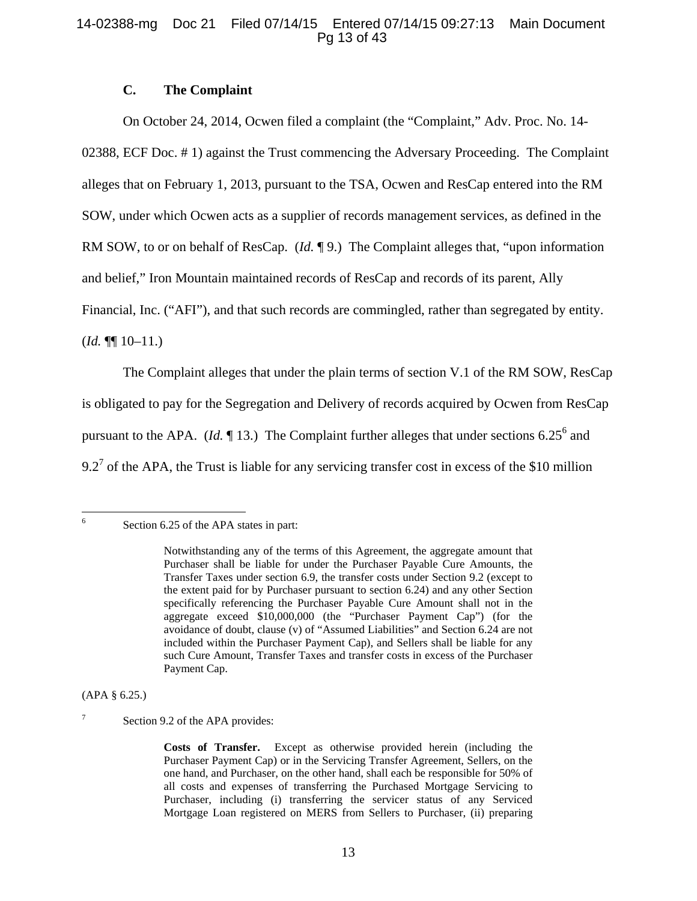### C. The Complaint

On October 24, 2014, Ocwen filed a complaint (the "Complaint," Adv. Proc. No. 14-02388, ECF Doc. # 1) against the Trust commencing the Adversary Proceeding. The Complaint alleges that on February 1, 2013, pursuant to the TSA, Ocwen and ResCap entered into the RM SOW, under which Ocwen acts as a supplier of records management services, as defined in the RM SOW, to or on behalf of ResCap. (*Id.* ¶ 9.) The Complaint alleges that, "upon information and belief," Iron Mountain maintained records of ResCap and records of its parent, Ally Financial, Inc. ("AFI"), and that such records are commingled, rather than segregated by entity. (*Id.* ¶¶ 10–11.)

The Complaint alleges that under the plain terms of section V.1 of the RM SOW, ResCap is obligated to pay for the Segregation and Delivery of records acquired by Ocwen from ResCap pursuant to the APA. (*Id.* ¶ 13.) The Complaint further alleges that under sections 6.25[6] and 9.2[7] of the APA, the Trust is liable for any servicing transfer cost in excess of the $10 million

---

[6] Section 6.25 of the APA states in part:

> Notwithstanding any of the terms of this Agreement, the aggregate amount that Purchaser shall be liable for under the Purchaser Payable Cure Amounts, the Transfer Taxes under section 6.9, the transfer costs under Section 9.2 (except to the extent paid for by Purchaser pursuant to section 6.24) and any other Section specifically referencing the Purchaser Payable Cure Amount shall not in the aggregate exceed $10,000,000 (the "Purchaser Payment Cap") (for the avoidance of doubt, clause (v) of "Assumed Liabilities" and Section 6.24 are not included within the Purchaser Payment Cap), and Sellers shall be liable for any such Cure Amount, Transfer Taxes and transfer costs in excess of the Purchaser Payment Cap.

(APA § 6.25.)

[7] Section 9.2 of the APA provides:

> **Costs of Transfer.** Except as otherwise provided herein (including the Purchaser Payment Cap) or in the Servicing Transfer Agreement, Sellers, on the one hand, and Purchaser, on the other hand, shall each be responsible for 50% of all costs and expenses of transferring the Purchased Mortgage Servicing to Purchaser, including (i) transferring the servicer status of any Serviced Mortgage Loan registered on MERS from Sellers to Purchaser, (ii) preparing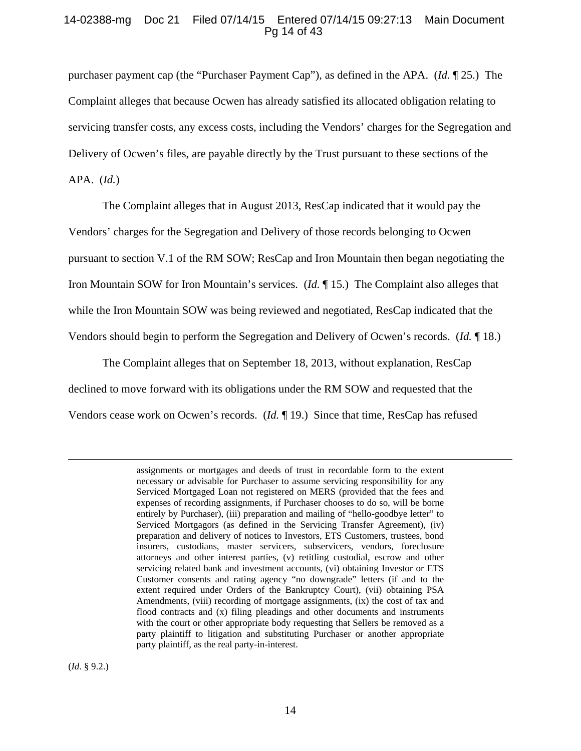purchaser payment cap (the "Purchaser Payment Cap"), as defined in the APA. (*Id.* ¶ 25.) The Complaint alleges that because Ocwen has already satisfied its allocated obligation relating to servicing transfer costs, any excess costs, including the Vendors' charges for the Segregation and Delivery of Ocwen's files, are payable directly by the Trust pursuant to these sections of the APA. (*Id.*)

The Complaint alleges that in August 2013, ResCap indicated that it would pay the Vendors' charges for the Segregation and Delivery of those records belonging to Ocwen pursuant to section V.1 of the RM SOW; ResCap and Iron Mountain then began negotiating the Iron Mountain SOW for Iron Mountain's services. (*Id.* ¶ 15.) The Complaint also alleges that while the Iron Mountain SOW was being reviewed and negotiated, ResCap indicated that the Vendors should begin to perform the Segregation and Delivery of Ocwen's records. (*Id.* ¶ 18.)

The Complaint alleges that on September 18, 2013, without explanation, ResCap declined to move forward with its obligations under the RM SOW and requested that the Vendors cease work on Ocwen's records. (*Id.* ¶ 19.) Since that time, ResCap has refused

---

> assignments or mortgages and deeds of trust in recordable form to the extent necessary or advisable for Purchaser to assume servicing responsibility for any Serviced Mortgaged Loan not registered on MERS (provided that the fees and expenses of recording assignments, if Purchaser chooses to do so, will be borne entirely by Purchaser), (iii) preparation and mailing of "hello-goodbye letter" to Serviced Mortgagors (as defined in the Servicing Transfer Agreement), (iv) preparation and delivery of notices to Investors, ETS Customers, trustees, bond insurers, custodians, master servicers, subservicers, vendors, foreclosure attorneys and other interest parties, (v) retitling custodial, escrow and other servicing related bank and investment accounts, (vi) obtaining Investor or ETS Customer consents and rating agency "no downgrade" letters (if and to the extent required under Orders of the Bankruptcy Court), (vii) obtaining PSA Amendments, (viii) recording of mortgage assignments, (ix) the cost of tax and flood contracts and (x) filing pleadings and other documents and instruments with the court or other appropriate body requesting that Sellers be removed as a party plaintiff to litigation and substituting Purchaser or another appropriate party plaintiff, as the real party-in-interest.

(*Id.* § 9.2.)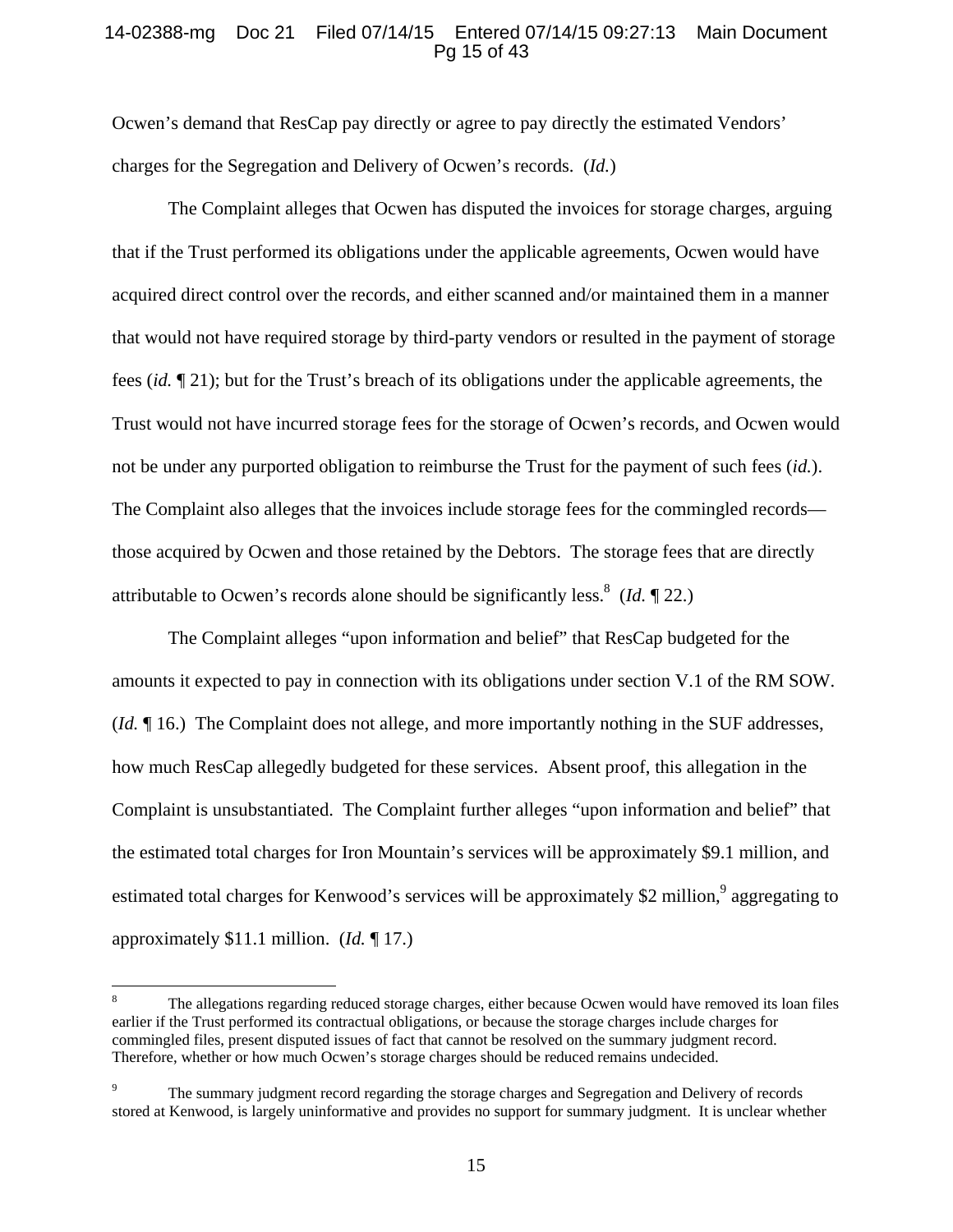Ocwen's demand that ResCap pay directly or agree to pay directly the estimated Vendors' charges for the Segregation and Delivery of Ocwen's records. (*Id.*)

The Complaint alleges that Ocwen has disputed the invoices for storage charges, arguing that if the Trust performed its obligations under the applicable agreements, Ocwen would have acquired direct control over the records, and either scanned and/or maintained them in a manner that would not have required storage by third-party vendors or resulted in the payment of storage fees (*id.* ¶ 21); but for the Trust's breach of its obligations under the applicable agreements, the Trust would not have incurred storage fees for the storage of Ocwen's records, and Ocwen would not be under any purported obligation to reimburse the Trust for the payment of such fees (*id.*). The Complaint also alleges that the invoices include storage fees for the commingled records—those acquired by Ocwen and those retained by the Debtors. The storage fees that are directly attributable to Ocwen's records alone should be significantly less.[8] (*Id.* ¶ 22.)

The Complaint alleges "upon information and belief" that ResCap budgeted for the amounts it expected to pay in connection with its obligations under section V.1 of the RM SOW. (*Id.* ¶ 16.) The Complaint does not allege, and more importantly nothing in the SUF addresses, how much ResCap allegedly budgeted for these services. Absent proof, this allegation in the Complaint is unsubstantiated. The Complaint further alleges "upon information and belief" that the estimated total charges for Iron Mountain's services will be approximately $9.1 million, and estimated total charges for Kenwood's services will be approximately $2 million,[9] aggregating to approximately $11.1 million. (*Id.* ¶ 17.)

---

[8] The allegations regarding reduced storage charges, either because Ocwen would have removed its loan files earlier if the Trust performed its contractual obligations, or because the storage charges include charges for commingled files, present disputed issues of fact that cannot be resolved on the summary judgment record. Therefore, whether or how much Ocwen's storage charges should be reduced remains undecided.

[9] The summary judgment record regarding the storage charges and Segregation and Delivery of records stored at Kenwood, is largely uninformative and provides no support for summary judgment. It is unclear whether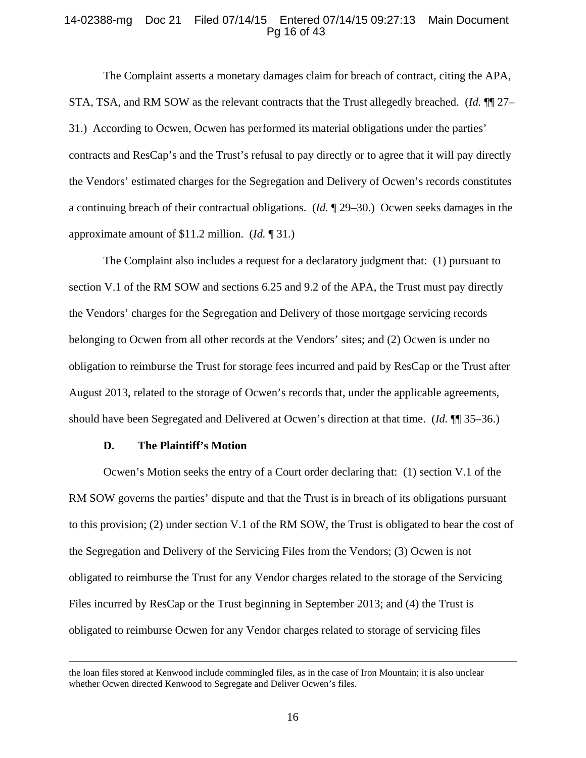The Complaint asserts a monetary damages claim for breach of contract, citing the APA, STA, TSA, and RM SOW as the relevant contracts that the Trust allegedly breached. (*Id.* ¶¶ 27–31.) According to Ocwen, Ocwen has performed its material obligations under the parties' contracts and ResCap's and the Trust's refusal to pay directly or to agree that it will pay directly the Vendors' estimated charges for the Segregation and Delivery of Ocwen's records constitutes a continuing breach of their contractual obligations. (*Id.* ¶ 29–30.) Ocwen seeks damages in the approximate amount of $11.2 million. (*Id.* ¶ 31.)

The Complaint also includes a request for a declaratory judgment that: (1) pursuant to section V.1 of the RM SOW and sections 6.25 and 9.2 of the APA, the Trust must pay directly the Vendors' charges for the Segregation and Delivery of those mortgage servicing records belonging to Ocwen from all other records at the Vendors' sites; and (2) Ocwen is under no obligation to reimburse the Trust for storage fees incurred and paid by ResCap or the Trust after August 2013, related to the storage of Ocwen's records that, under the applicable agreements, should have been Segregated and Delivered at Ocwen's direction at that time. (*Id.* ¶¶ 35–36.)

### D. The Plaintiff's Motion

Ocwen's Motion seeks the entry of a Court order declaring that: (1) section V.1 of the RM SOW governs the parties' dispute and that the Trust is in breach of its obligations pursuant to this provision; (2) under section V.1 of the RM SOW, the Trust is obligated to bear the cost of the Segregation and Delivery of the Servicing Files from the Vendors; (3) Ocwen is not obligated to reimburse the Trust for any Vendor charges related to the storage of the Servicing Files incurred by ResCap or the Trust beginning in September 2013; and (4) the Trust is obligated to reimburse Ocwen for any Vendor charges related to storage of servicing files

---

the loan files stored at Kenwood include commingled files, as in the case of Iron Mountain; it is also unclear whether Ocwen directed Kenwood to Segregate and Deliver Ocwen's files.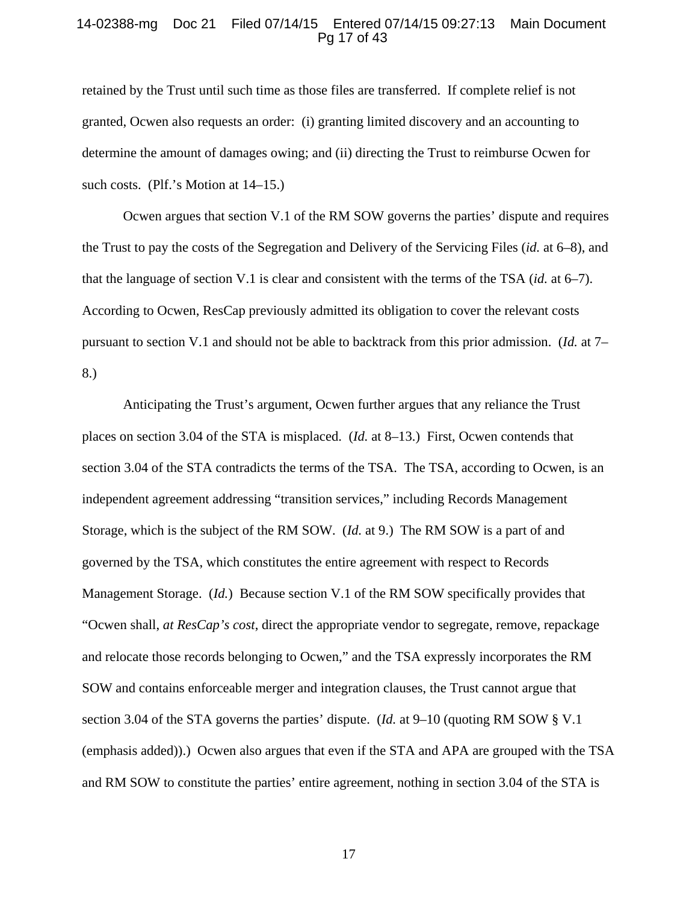retained by the Trust until such time as those files are transferred. If complete relief is not granted, Ocwen also requests an order: (i) granting limited discovery and an accounting to determine the amount of damages owing; and (ii) directing the Trust to reimburse Ocwen for such costs. (Plf.'s Motion at 14–15.)

Ocwen argues that section V.1 of the RM SOW governs the parties' dispute and requires the Trust to pay the costs of the Segregation and Delivery of the Servicing Files (*id.* at 6–8), and that the language of section V.1 is clear and consistent with the terms of the TSA (*id.* at 6–7). According to Ocwen, ResCap previously admitted its obligation to cover the relevant costs pursuant to section V.1 and should not be able to backtrack from this prior admission. (*Id.* at 7–8.)

Anticipating the Trust's argument, Ocwen further argues that any reliance the Trust places on section 3.04 of the STA is misplaced. (*Id.* at 8–13.) First, Ocwen contends that section 3.04 of the STA contradicts the terms of the TSA. The TSA, according to Ocwen, is an independent agreement addressing "transition services," including Records Management Storage, which is the subject of the RM SOW. (*Id.* at 9.) The RM SOW is a part of and governed by the TSA, which constitutes the entire agreement with respect to Records Management Storage. (*Id.*) Because section V.1 of the RM SOW specifically provides that "Ocwen shall, *at ResCap's cost*, direct the appropriate vendor to segregate, remove, repackage and relocate those records belonging to Ocwen," and the TSA expressly incorporates the RM SOW and contains enforceable merger and integration clauses, the Trust cannot argue that section 3.04 of the STA governs the parties' dispute. (*Id.* at 9–10 (quoting RM SOW § V.1 (emphasis added)).) Ocwen also argues that even if the STA and APA are grouped with the TSA and RM SOW to constitute the parties' entire agreement, nothing in section 3.04 of the STA is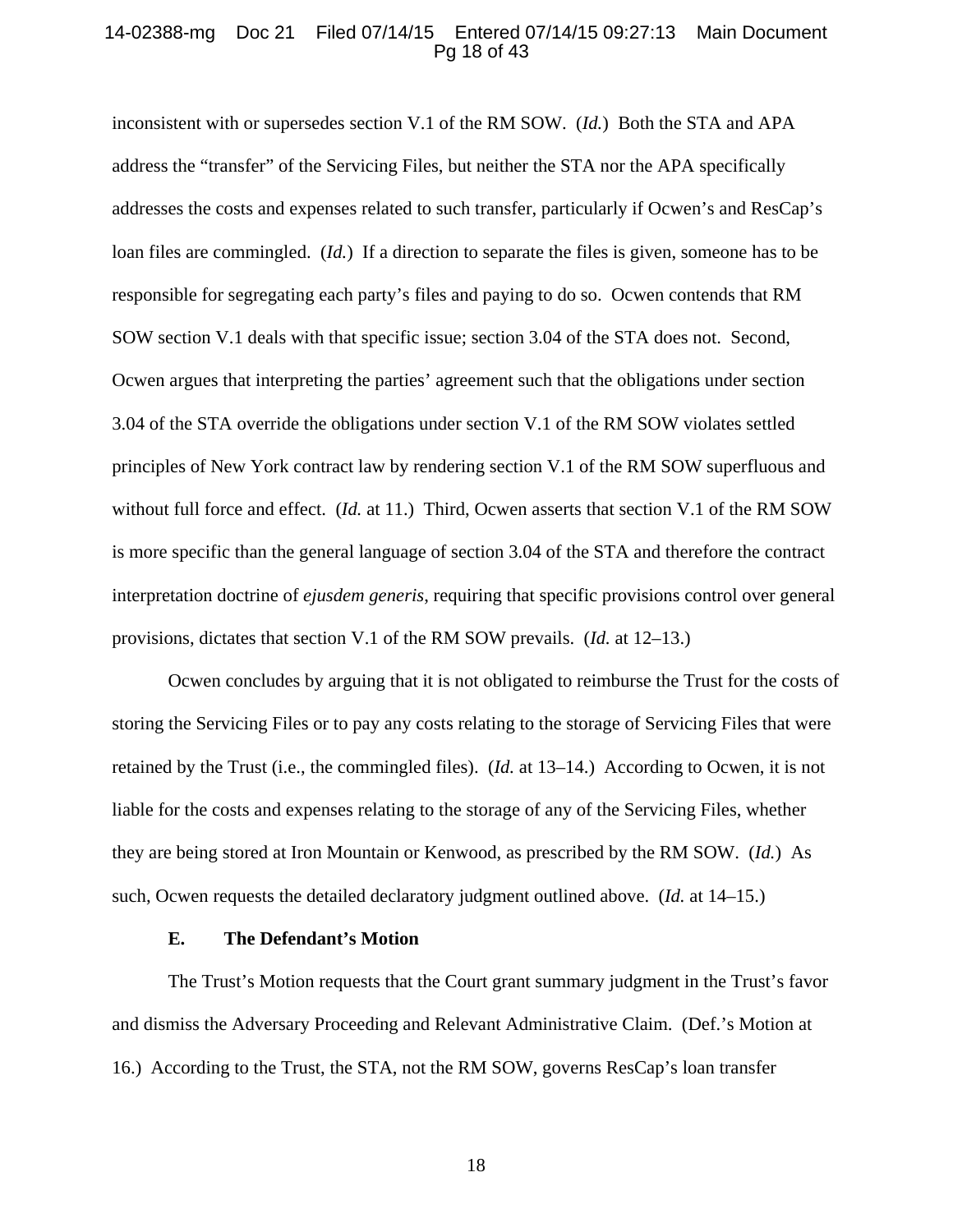inconsistent with or supersedes section V.1 of the RM SOW. (*Id.*) Both the STA and APA address the "transfer" of the Servicing Files, but neither the STA nor the APA specifically addresses the costs and expenses related to such transfer, particularly if Ocwen's and ResCap's loan files are commingled. (*Id.*) If a direction to separate the files is given, someone has to be responsible for segregating each party's files and paying to do so. Ocwen contends that RM SOW section V.1 deals with that specific issue; section 3.04 of the STA does not. Second, Ocwen argues that interpreting the parties' agreement such that the obligations under section 3.04 of the STA override the obligations under section V.1 of the RM SOW violates settled principles of New York contract law by rendering section V.1 of the RM SOW superfluous and without full force and effect. (*Id.* at 11.) Third, Ocwen asserts that section V.1 of the RM SOW is more specific than the general language of section 3.04 of the STA and therefore the contract interpretation doctrine of *ejusdem generis*, requiring that specific provisions control over general provisions, dictates that section V.1 of the RM SOW prevails. (*Id.* at 12–13.)

Ocwen concludes by arguing that it is not obligated to reimburse the Trust for the costs of storing the Servicing Files or to pay any costs relating to the storage of Servicing Files that were retained by the Trust (i.e., the commingled files). (*Id.* at 13–14.) According to Ocwen, it is not liable for the costs and expenses relating to the storage of any of the Servicing Files, whether they are being stored at Iron Mountain or Kenwood, as prescribed by the RM SOW. (*Id.*) As such, Ocwen requests the detailed declaratory judgment outlined above. (*Id.* at 14–15.)

**E. The Defendant's Motion**

The Trust's Motion requests that the Court grant summary judgment in the Trust's favor and dismiss the Adversary Proceeding and Relevant Administrative Claim. (Def.'s Motion at 16.) According to the Trust, the STA, not the RM SOW, governs ResCap's loan transfer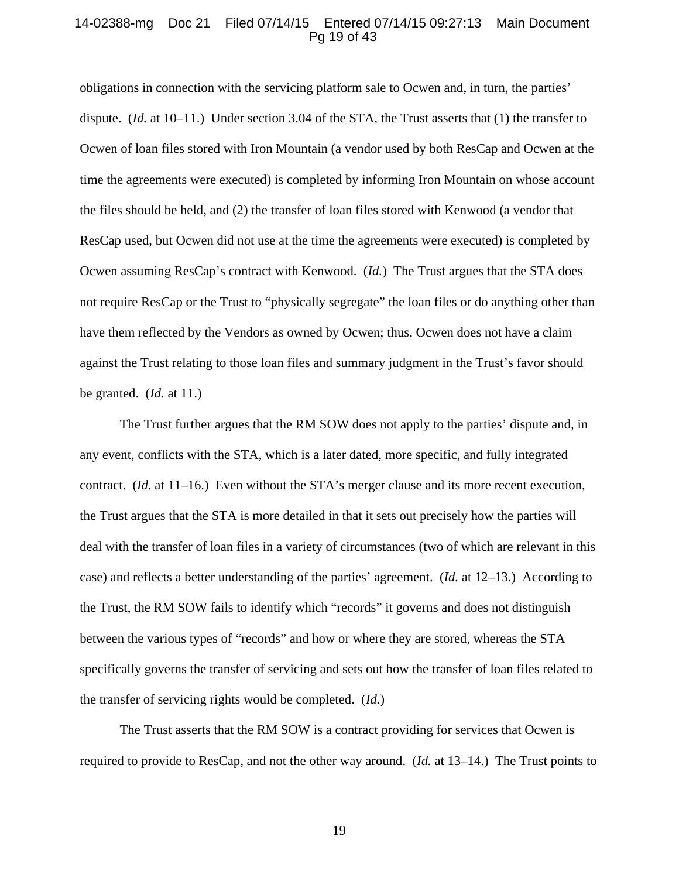obligations in connection with the servicing platform sale to Ocwen and, in turn, the parties' dispute. (*Id.* at 10–11.) Under section 3.04 of the STA, the Trust asserts that (1) the transfer to Ocwen of loan files stored with Iron Mountain (a vendor used by both ResCap and Ocwen at the time the agreements were executed) is completed by informing Iron Mountain on whose account the files should be held, and (2) the transfer of loan files stored with Kenwood (a vendor that ResCap used, but Ocwen did not use at the time the agreements were executed) is completed by Ocwen assuming ResCap's contract with Kenwood. (*Id.*) The Trust argues that the STA does not require ResCap or the Trust to "physically segregate" the loan files or do anything other than have them reflected by the Vendors as owned by Ocwen; thus, Ocwen does not have a claim against the Trust relating to those loan files and summary judgment in the Trust's favor should be granted. (*Id.* at 11.)

The Trust further argues that the RM SOW does not apply to the parties' dispute and, in any event, conflicts with the STA, which is a later dated, more specific, and fully integrated contract. (*Id.* at 11–16.) Even without the STA's merger clause and its more recent execution, the Trust argues that the STA is more detailed in that it sets out precisely how the parties will deal with the transfer of loan files in a variety of circumstances (two of which are relevant in this case) and reflects a better understanding of the parties' agreement. (*Id.* at 12–13.) According to the Trust, the RM SOW fails to identify which "records" it governs and does not distinguish between the various types of "records" and how or where they are stored, whereas the STA specifically governs the transfer of servicing and sets out how the transfer of loan files related to the transfer of servicing rights would be completed. (*Id.*)

The Trust asserts that the RM SOW is a contract providing for services that Ocwen is required to provide to ResCap, and not the other way around. (*Id.* at 13–14.) The Trust points to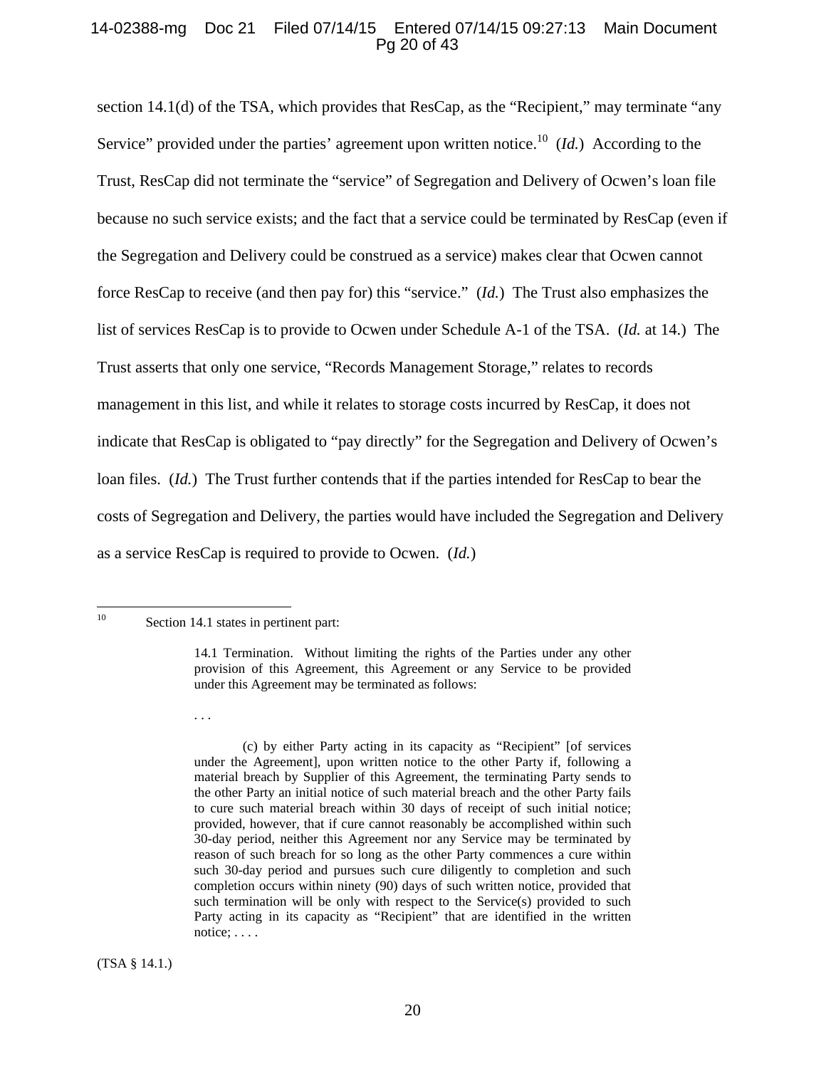section 14.1(d) of the TSA, which provides that ResCap, as the "Recipient," may terminate "any Service" provided under the parties' agreement upon written notice.[10] (*Id.*) According to the Trust, ResCap did not terminate the "service" of Segregation and Delivery of Ocwen's loan file because no such service exists; and the fact that a service could be terminated by ResCap (even if the Segregation and Delivery could be construed as a service) makes clear that Ocwen cannot force ResCap to receive (and then pay for) this "service." (*Id.*) The Trust also emphasizes the list of services ResCap is to provide to Ocwen under Schedule A-1 of the TSA. (*Id.* at 14.) The Trust asserts that only one service, "Records Management Storage," relates to records management in this list, and while it relates to storage costs incurred by ResCap, it does not indicate that ResCap is obligated to "pay directly" for the Segregation and Delivery of Ocwen's loan files. (*Id.*) The Trust further contends that if the parties intended for ResCap to bear the costs of Segregation and Delivery, the parties would have included the Segregation and Delivery as a service ResCap is required to provide to Ocwen. (*Id.*)

---

[10] Section 14.1 states in pertinent part:

> 14.1 Termination. Without limiting the rights of the Parties under any other provision of this Agreement, this Agreement or any Service to be provided under this Agreement may be terminated as follows:
>
> . . .
>
> (c) by either Party acting in its capacity as "Recipient" [of services under the Agreement], upon written notice to the other Party if, following a material breach by Supplier of this Agreement, the terminating Party sends to the other Party an initial notice of such material breach and the other Party fails to cure such material breach within 30 days of receipt of such initial notice; provided, however, that if cure cannot reasonably be accomplished within such 30-day period, neither this Agreement nor any Service may be terminated by reason of such breach for so long as the other Party commences a cure within such 30-day period and pursues such cure diligently to completion and such completion occurs within ninety (90) days of such written notice, provided that such termination will be only with respect to the Service(s) provided to such Party acting in its capacity as "Recipient" that are identified in the written notice; . . . .

(TSA § 14.1.)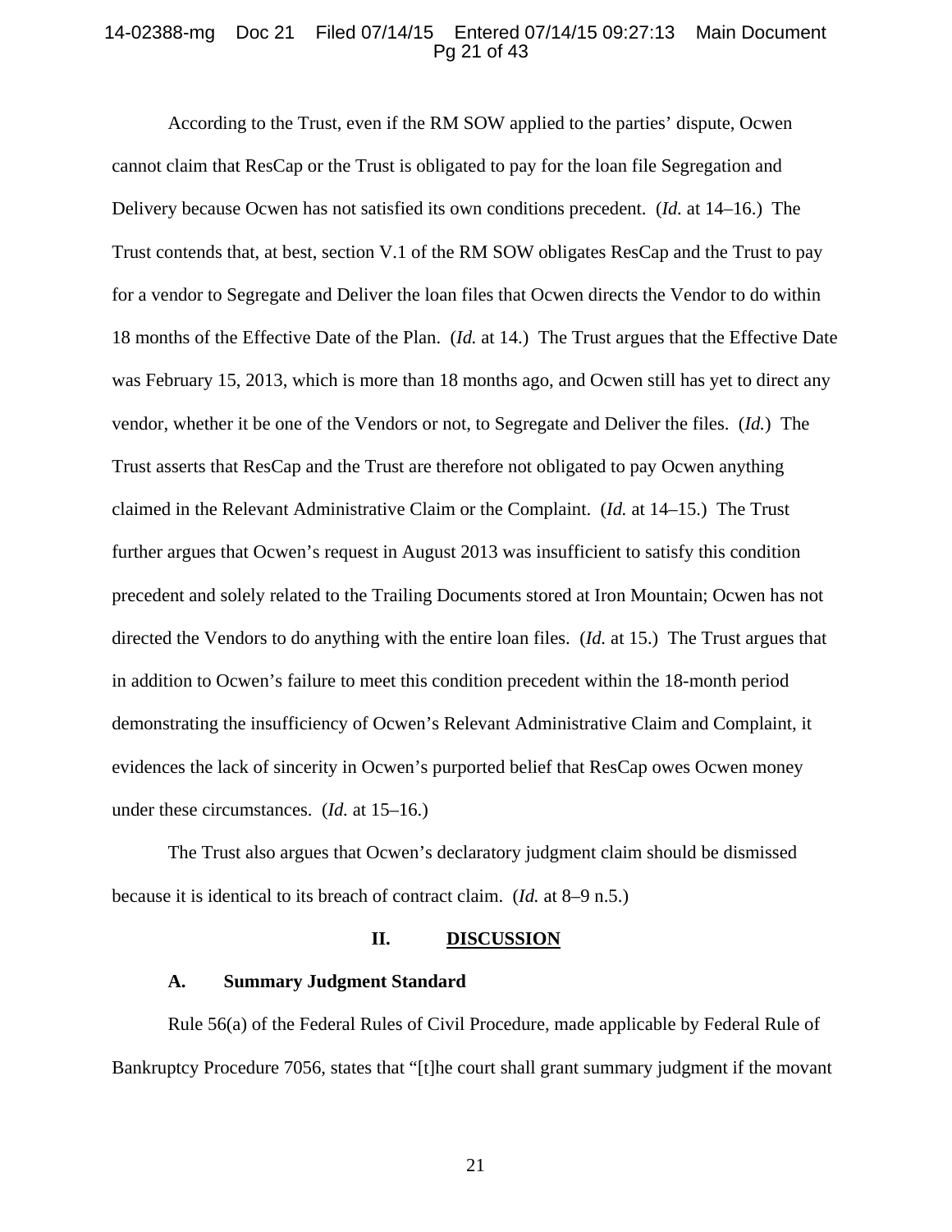According to the Trust, even if the RM SOW applied to the parties' dispute, Ocwen cannot claim that ResCap or the Trust is obligated to pay for the loan file Segregation and Delivery because Ocwen has not satisfied its own conditions precedent. (*Id.* at 14–16.) The Trust contends that, at best, section V.1 of the RM SOW obligates ResCap and the Trust to pay for a vendor to Segregate and Deliver the loan files that Ocwen directs the Vendor to do within 18 months of the Effective Date of the Plan. (*Id.* at 14.) The Trust argues that the Effective Date was February 15, 2013, which is more than 18 months ago, and Ocwen still has yet to direct any vendor, whether it be one of the Vendors or not, to Segregate and Deliver the files. (*Id.*) The Trust asserts that ResCap and the Trust are therefore not obligated to pay Ocwen anything claimed in the Relevant Administrative Claim or the Complaint. (*Id.* at 14–15.) The Trust further argues that Ocwen's request in August 2013 was insufficient to satisfy this condition precedent and solely related to the Trailing Documents stored at Iron Mountain; Ocwen has not directed the Vendors to do anything with the entire loan files. (*Id.* at 15.) The Trust argues that in addition to Ocwen's failure to meet this condition precedent within the 18-month period demonstrating the insufficiency of Ocwen's Relevant Administrative Claim and Complaint, it evidences the lack of sincerity in Ocwen's purported belief that ResCap owes Ocwen money under these circumstances. (*Id.* at 15–16.)

The Trust also argues that Ocwen's declaratory judgment claim should be dismissed because it is identical to its breach of contract claim. (*Id.* at 8–9 n.5.)

## II. DISCUSSION

### A. Summary Judgment Standard

Rule 56(a) of the Federal Rules of Civil Procedure, made applicable by Federal Rule of Bankruptcy Procedure 7056, states that "[t]he court shall grant summary judgment if the movant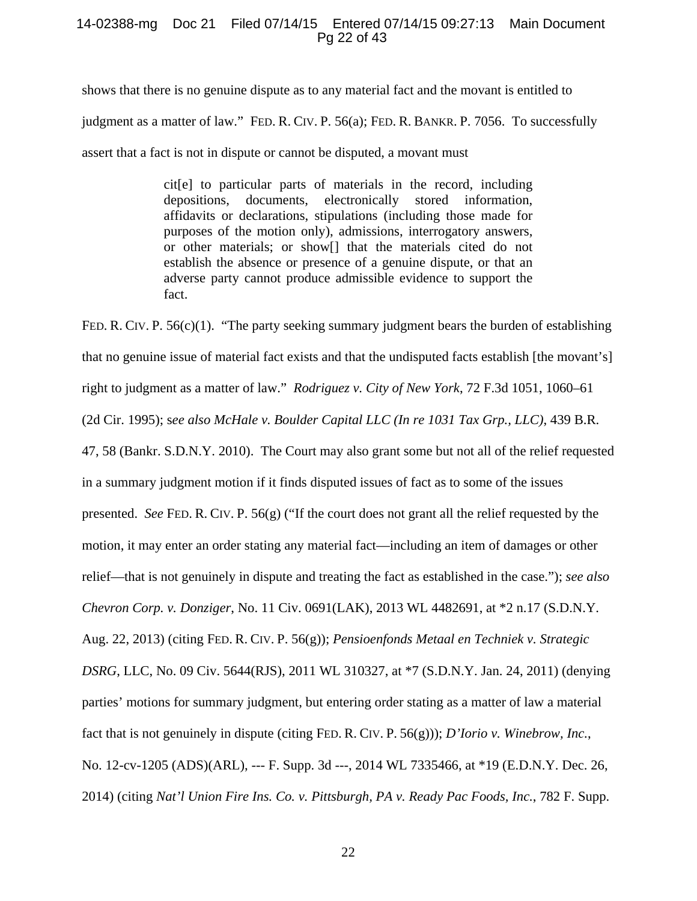shows that there is no genuine dispute as to any material fact and the movant is entitled to judgment as a matter of law." FED. R. CIV. P. 56(a); FED. R. BANKR. P. 7056. To successfully assert that a fact is not in dispute or cannot be disputed, a movant must

> cit[e] to particular parts of materials in the record, including depositions, documents, electronically stored information, affidavits or declarations, stipulations (including those made for purposes of the motion only), admissions, interrogatory answers, or other materials; or show[] that the materials cited do not establish the absence or presence of a genuine dispute, or that an adverse party cannot produce admissible evidence to support the fact.

FED. R. CIV. P. 56(c)(1). "The party seeking summary judgment bears the burden of establishing that no genuine issue of material fact exists and that the undisputed facts establish [the movant's] right to judgment as a matter of law." *Rodriguez v. City of New York*, 72 F.3d 1051, 1060–61 (2d Cir. 1995); s*ee also McHale v. Boulder Capital LLC (In re 1031 Tax Grp., LLC)*, 439 B.R. 47, 58 (Bankr. S.D.N.Y. 2010). The Court may also grant some but not all of the relief requested in a summary judgment motion if it finds disputed issues of fact as to some of the issues presented. *See* FED. R. CIV. P. 56(g) ("If the court does not grant all the relief requested by the motion, it may enter an order stating any material fact—including an item of damages or other relief—that is not genuinely in dispute and treating the fact as established in the case."); *see also Chevron Corp. v. Donziger*, No. 11 Civ. 0691(LAK), 2013 WL 4482691, at *2 n.17 (S.D.N.Y. Aug. 22, 2013) (citing FED. R. CIV. P. 56(g)); *Pensioenfonds Metaal en Techniek v. Strategic DSRG*, LLC, No. 09 Civ. 5644(RJS), 2011 WL 310327, at *7 (S.D.N.Y. Jan. 24, 2011) (denying parties' motions for summary judgment, but entering order stating as a matter of law a material fact that is not genuinely in dispute (citing FED. R. CIV. P. 56(g))); *D'Iorio v. Winebrow, Inc.*, No. 12-cv-1205 (ADS)(ARL), --- F. Supp. 3d ---, 2014 WL 7335466, at *19 (E.D.N.Y. Dec. 26, 2014) (citing *Nat'l Union Fire Ins. Co. v. Pittsburgh, PA v. Ready Pac Foods, Inc.*, 782 F. Supp.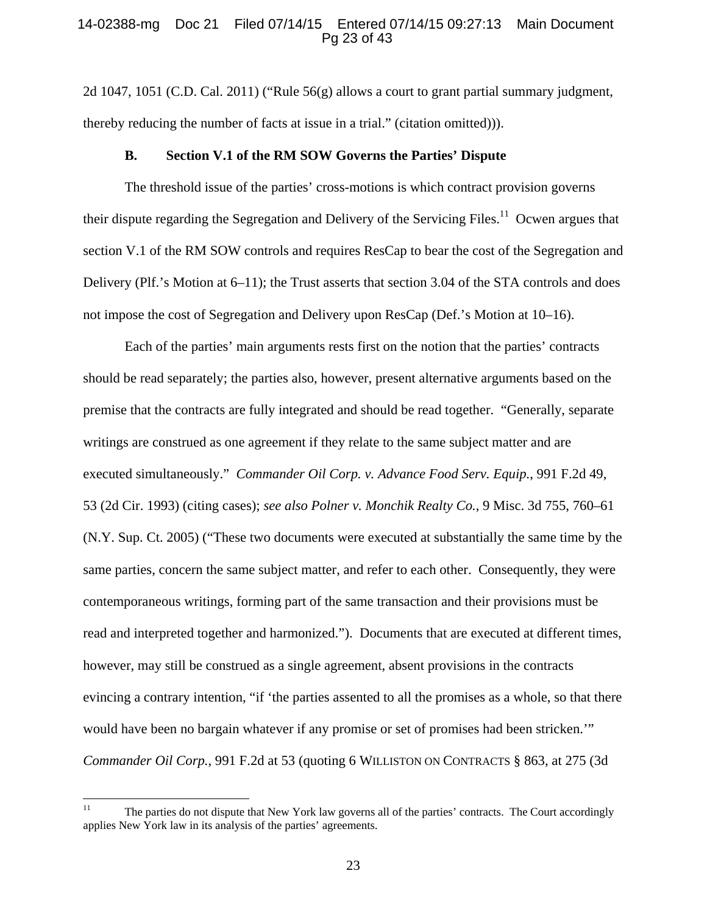2d 1047, 1051 (C.D. Cal. 2011) ("Rule 56(g) allows a court to grant partial summary judgment, thereby reducing the number of facts at issue in a trial." (citation omitted))).

### B. Section V.1 of the RM SOW Governs the Parties' Dispute

The threshold issue of the parties' cross-motions is which contract provision governs their dispute regarding the Segregation and Delivery of the Servicing Files.[11] Ocwen argues that section V.1 of the RM SOW controls and requires ResCap to bear the cost of the Segregation and Delivery (Plf.'s Motion at 6–11); the Trust asserts that section 3.04 of the STA controls and does not impose the cost of Segregation and Delivery upon ResCap (Def.'s Motion at 10–16).

Each of the parties' main arguments rests first on the notion that the parties' contracts should be read separately; the parties also, however, present alternative arguments based on the premise that the contracts are fully integrated and should be read together. "Generally, separate writings are construed as one agreement if they relate to the same subject matter and are executed simultaneously." *Commander Oil Corp. v. Advance Food Serv. Equip.*, 991 F.2d 49, 53 (2d Cir. 1993) (citing cases); *see also Polner v. Monchik Realty Co.*, 9 Misc. 3d 755, 760–61 (N.Y. Sup. Ct. 2005) ("These two documents were executed at substantially the same time by the same parties, concern the same subject matter, and refer to each other. Consequently, they were contemporaneous writings, forming part of the same transaction and their provisions must be read and interpreted together and harmonized."). Documents that are executed at different times, however, may still be construed as a single agreement, absent provisions in the contracts evincing a contrary intention, "if 'the parties assented to all the promises as a whole, so that there would have been no bargain whatever if any promise or set of promises had been stricken.'" *Commander Oil Corp.*, 991 F.2d at 53 (quoting 6 WILLISTON ON CONTRACTS § 863, at 275 (3d

---

[11] The parties do not dispute that New York law governs all of the parties' contracts. The Court accordingly applies New York law in its analysis of the parties' agreements.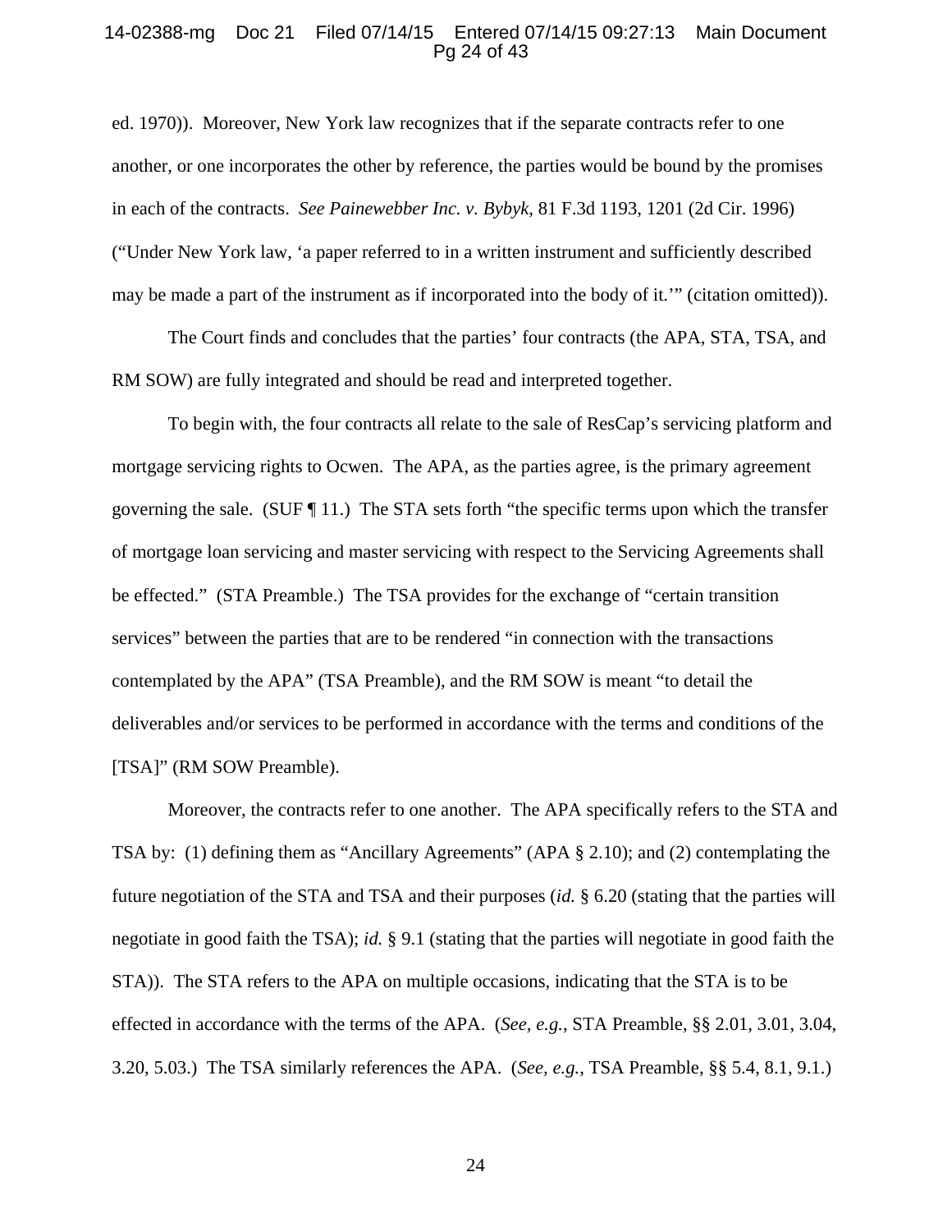ed. 1970)). Moreover, New York law recognizes that if the separate contracts refer to one another, or one incorporates the other by reference, the parties would be bound by the promises in each of the contracts. *See Painewebber Inc. v. Bybyk*, 81 F.3d 1193, 1201 (2d Cir. 1996) ("Under New York law, 'a paper referred to in a written instrument and sufficiently described may be made a part of the instrument as if incorporated into the body of it.'" (citation omitted)).

The Court finds and concludes that the parties' four contracts (the APA, STA, TSA, and RM SOW) are fully integrated and should be read and interpreted together.

To begin with, the four contracts all relate to the sale of ResCap's servicing platform and mortgage servicing rights to Ocwen. The APA, as the parties agree, is the primary agreement governing the sale. (SUF ¶ 11.) The STA sets forth "the specific terms upon which the transfer of mortgage loan servicing and master servicing with respect to the Servicing Agreements shall be effected." (STA Preamble.) The TSA provides for the exchange of "certain transition services" between the parties that are to be rendered "in connection with the transactions contemplated by the APA" (TSA Preamble), and the RM SOW is meant "to detail the deliverables and/or services to be performed in accordance with the terms and conditions of the [TSA]" (RM SOW Preamble).

Moreover, the contracts refer to one another. The APA specifically refers to the STA and TSA by: (1) defining them as "Ancillary Agreements" (APA § 2.10); and (2) contemplating the future negotiation of the STA and TSA and their purposes (*id.* § 6.20 (stating that the parties will negotiate in good faith the TSA); *id.* § 9.1 (stating that the parties will negotiate in good faith the STA)). The STA refers to the APA on multiple occasions, indicating that the STA is to be effected in accordance with the terms of the APA. (*See, e.g.*, STA Preamble, §§ 2.01, 3.01, 3.04, 3.20, 5.03.) The TSA similarly references the APA. (*See, e.g.*, TSA Preamble, §§ 5.4, 8.1, 9.1.)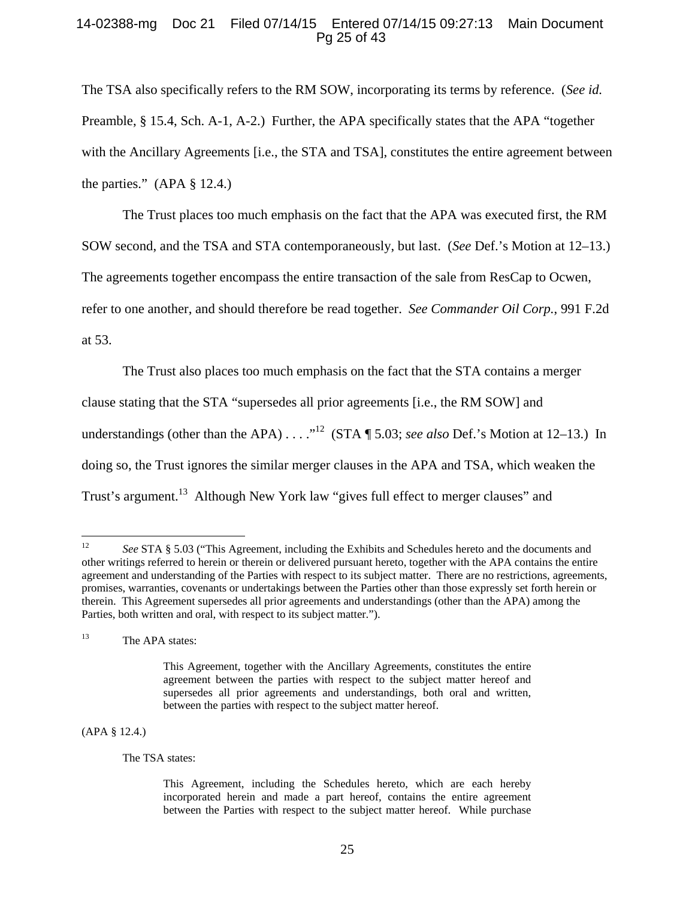The TSA also specifically refers to the RM SOW, incorporating its terms by reference. (*See id.* Preamble, § 15.4, Sch. A-1, A-2.) Further, the APA specifically states that the APA "together with the Ancillary Agreements [i.e., the STA and TSA], constitutes the entire agreement between the parties." (APA § 12.4.)

The Trust places too much emphasis on the fact that the APA was executed first, the RM SOW second, and the TSA and STA contemporaneously, but last. (*See* Def.'s Motion at 12–13.) The agreements together encompass the entire transaction of the sale from ResCap to Ocwen, refer to one another, and should therefore be read together. *See Commander Oil Corp.*, 991 F.2d at 53.

The Trust also places too much emphasis on the fact that the STA contains a merger clause stating that the STA "supersedes all prior agreements [i.e., the RM SOW] and understandings (other than the APA) . . . ."[12] (STA ¶ 5.03; *see also* Def.'s Motion at 12–13.) In doing so, the Trust ignores the similar merger clauses in the APA and TSA, which weaken the Trust's argument.[13] Although New York law "gives full effect to merger clauses" and

---

[12] *See* STA § 5.03 ("This Agreement, including the Exhibits and Schedules hereto and the documents and other writings referred to herein or therein or delivered pursuant hereto, together with the APA contains the entire agreement and understanding of the Parties with respect to its subject matter. There are no restrictions, agreements, promises, warranties, covenants or undertakings between the Parties other than those expressly set forth herein or therein. This Agreement supersedes all prior agreements and understandings (other than the APA) among the Parties, both written and oral, with respect to its subject matter.").

[13] The APA states:

> This Agreement, together with the Ancillary Agreements, constitutes the entire agreement between the parties with respect to the subject matter hereof and supersedes all prior agreements and understandings, both oral and written, between the parties with respect to the subject matter hereof.

(APA § 12.4.)

The TSA states:

> This Agreement, including the Schedules hereto, which are each hereby incorporated herein and made a part hereof, contains the entire agreement between the Parties with respect to the subject matter hereof. While purchase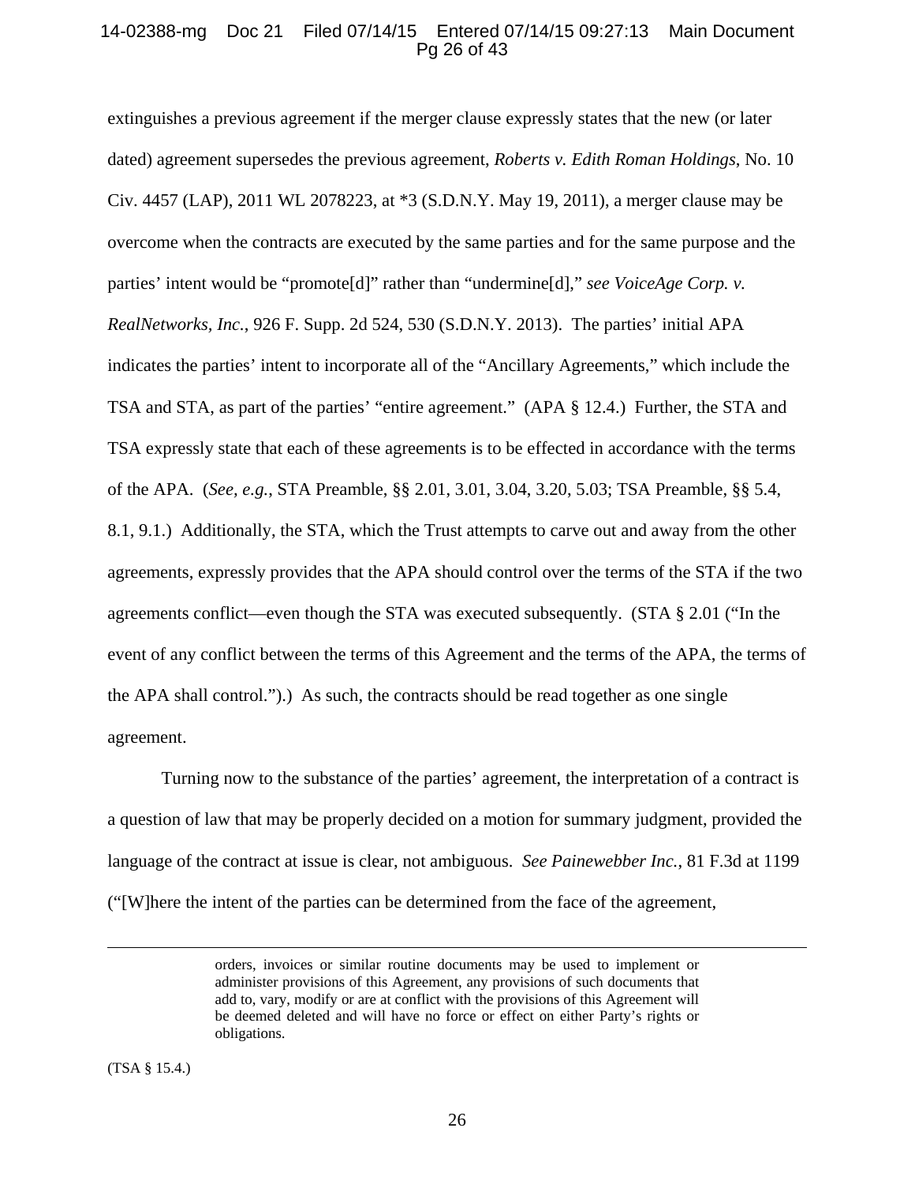extinguishes a previous agreement if the merger clause expressly states that the new (or later dated) agreement supersedes the previous agreement, *Roberts v. Edith Roman Holdings*, No. 10 Civ. 4457 (LAP), 2011 WL 2078223, at *3 (S.D.N.Y. May 19, 2011), a merger clause may be overcome when the contracts are executed by the same parties and for the same purpose and the parties' intent would be "promote[d]" rather than "undermine[d]," *see VoiceAge Corp. v. RealNetworks, Inc.*, 926 F. Supp. 2d 524, 530 (S.D.N.Y. 2013). The parties' initial APA indicates the parties' intent to incorporate all of the "Ancillary Agreements," which include the TSA and STA, as part of the parties' "entire agreement." (APA § 12.4.) Further, the STA and TSA expressly state that each of these agreements is to be effected in accordance with the terms of the APA. (*See, e.g.*, STA Preamble, §§ 2.01, 3.01, 3.04, 3.20, 5.03; TSA Preamble, §§ 5.4, 8.1, 9.1.) Additionally, the STA, which the Trust attempts to carve out and away from the other agreements, expressly provides that the APA should control over the terms of the STA if the two agreements conflict—even though the STA was executed subsequently. (STA § 2.01 ("In the event of any conflict between the terms of this Agreement and the terms of the APA, the terms of the APA shall control.").) As such, the contracts should be read together as one single agreement.

Turning now to the substance of the parties' agreement, the interpretation of a contract is a question of law that may be properly decided on a motion for summary judgment, provided the language of the contract at issue is clear, not ambiguous. *See Painewebber Inc.*, 81 F.3d at 1199 ("[W]here the intent of the parties can be determined from the face of the agreement,

---

> orders, invoices or similar routine documents may be used to implement or administer provisions of this Agreement, any provisions of such documents that add to, vary, modify or are at conflict with the provisions of this Agreement will be deemed deleted and will have no force or effect on either Party's rights or obligations.

(TSA § 15.4.)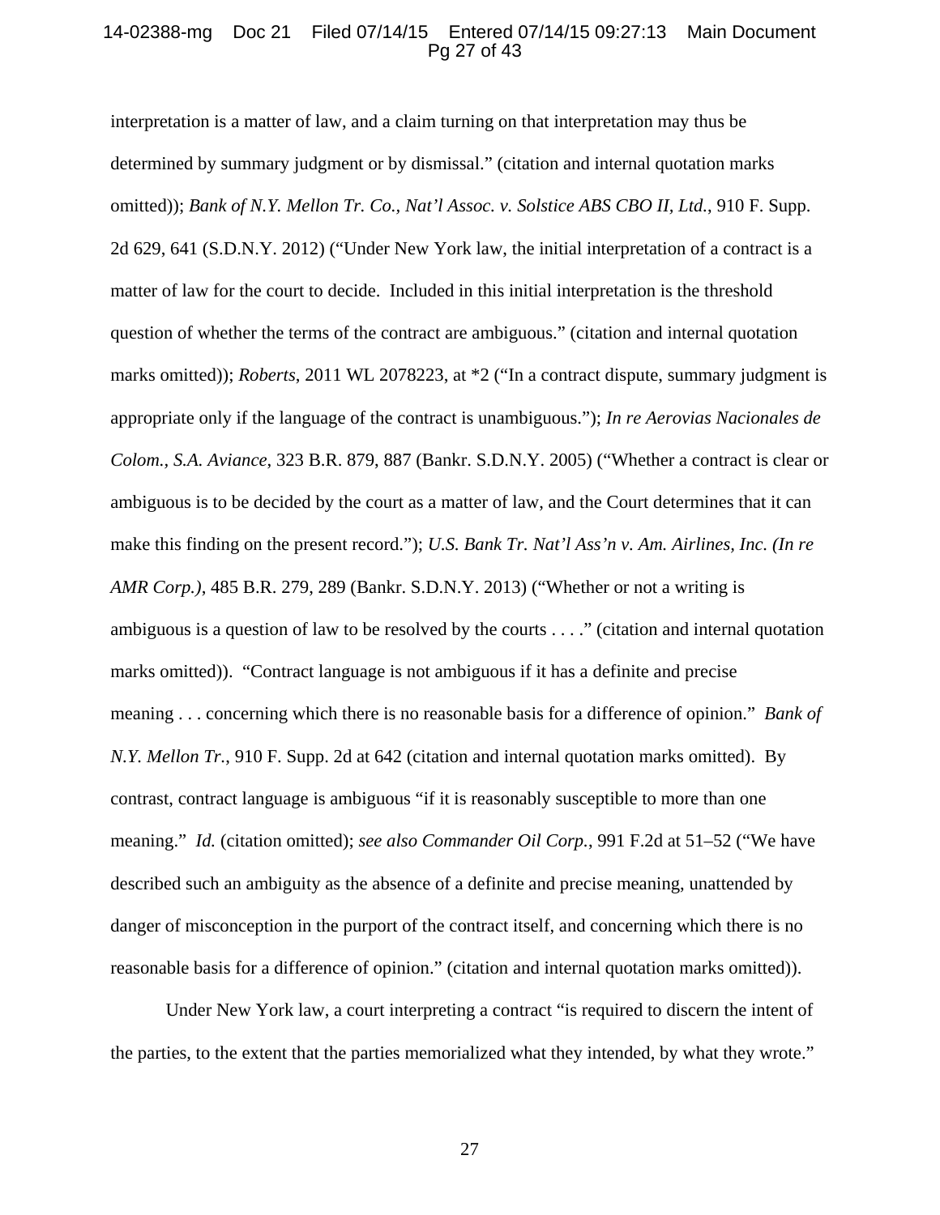interpretation is a matter of law, and a claim turning on that interpretation may thus be determined by summary judgment or by dismissal." (citation and internal quotation marks omitted)); *Bank of N.Y. Mellon Tr. Co., Nat'l Assoc. v. Solstice ABS CBO II, Ltd.*, 910 F. Supp. 2d 629, 641 (S.D.N.Y. 2012) ("Under New York law, the initial interpretation of a contract is a matter of law for the court to decide. Included in this initial interpretation is the threshold question of whether the terms of the contract are ambiguous." (citation and internal quotation marks omitted)); *Roberts*, 2011 WL 2078223, at *2 ("In a contract dispute, summary judgment is appropriate only if the language of the contract is unambiguous."); *In re Aerovias Nacionales de Colom., S.A. Aviance*, 323 B.R. 879, 887 (Bankr. S.D.N.Y. 2005) ("Whether a contract is clear or ambiguous is to be decided by the court as a matter of law, and the Court determines that it can make this finding on the present record."); *U.S. Bank Tr. Nat'l Ass'n v. Am. Airlines, Inc. (In re AMR Corp.)*, 485 B.R. 279, 289 (Bankr. S.D.N.Y. 2013) ("Whether or not a writing is ambiguous is a question of law to be resolved by the courts . . . ." (citation and internal quotation marks omitted)). "Contract language is not ambiguous if it has a definite and precise meaning . . . concerning which there is no reasonable basis for a difference of opinion." *Bank of N.Y. Mellon Tr.*, 910 F. Supp. 2d at 642 (citation and internal quotation marks omitted). By contrast, contract language is ambiguous "if it is reasonably susceptible to more than one meaning." *Id.* (citation omitted); *see also Commander Oil Corp.*, 991 F.2d at 51–52 ("We have described such an ambiguity as the absence of a definite and precise meaning, unattended by danger of misconception in the purport of the contract itself, and concerning which there is no reasonable basis for a difference of opinion." (citation and internal quotation marks omitted)).

Under New York law, a court interpreting a contract "is required to discern the intent of the parties, to the extent that the parties memorialized what they intended, by what they wrote."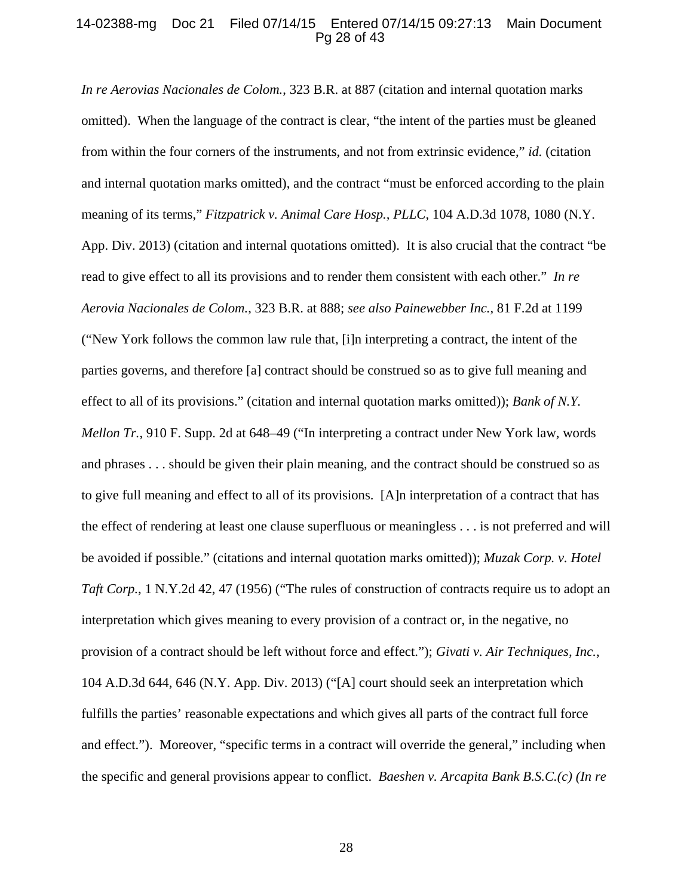*In re Aerovias Nacionales de Colom.*, 323 B.R. at 887 (citation and internal quotation marks omitted). When the language of the contract is clear, "the intent of the parties must be gleaned from within the four corners of the instruments, and not from extrinsic evidence," *id.* (citation and internal quotation marks omitted), and the contract "must be enforced according to the plain meaning of its terms," *Fitzpatrick v. Animal Care Hosp., PLLC*, 104 A.D.3d 1078, 1080 (N.Y. App. Div. 2013) (citation and internal quotations omitted). It is also crucial that the contract "be read to give effect to all its provisions and to render them consistent with each other." *In re Aerovia Nacionales de Colom.*, 323 B.R. at 888; *see also Painewebber Inc.*, 81 F.2d at 1199 ("New York follows the common law rule that, [i]n interpreting a contract, the intent of the parties governs, and therefore [a] contract should be construed so as to give full meaning and effect to all of its provisions." (citation and internal quotation marks omitted)); *Bank of N.Y. Mellon Tr.*, 910 F. Supp. 2d at 648–49 ("In interpreting a contract under New York law, words and phrases . . . should be given their plain meaning, and the contract should be construed so as to give full meaning and effect to all of its provisions. [A]n interpretation of a contract that has the effect of rendering at least one clause superfluous or meaningless . . . is not preferred and will be avoided if possible." (citations and internal quotation marks omitted)); *Muzak Corp. v. Hotel Taft Corp.*, 1 N.Y.2d 42, 47 (1956) ("The rules of construction of contracts require us to adopt an interpretation which gives meaning to every provision of a contract or, in the negative, no provision of a contract should be left without force and effect."); *Givati v. Air Techniques, Inc.*, 104 A.D.3d 644, 646 (N.Y. App. Div. 2013) ("[A] court should seek an interpretation which fulfills the parties' reasonable expectations and which gives all parts of the contract full force and effect."). Moreover, "specific terms in a contract will override the general," including when the specific and general provisions appear to conflict. *Baeshen v. Arcapita Bank B.S.C.(c) (In re*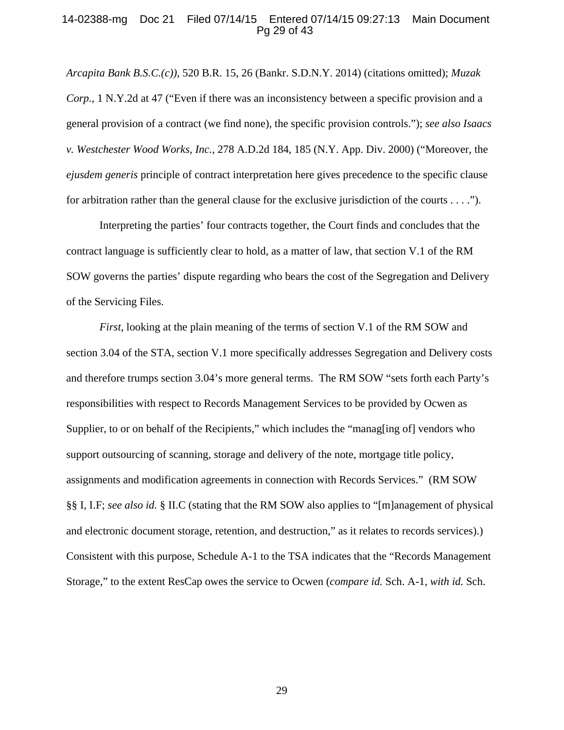*Arcapita Bank B.S.C.(c))*, 520 B.R. 15, 26 (Bankr. S.D.N.Y. 2014) (citations omitted); *Muzak Corp.*, 1 N.Y.2d at 47 ("Even if there was an inconsistency between a specific provision and a general provision of a contract (we find none), the specific provision controls."); *see also Isaacs v. Westchester Wood Works, Inc.*, 278 A.D.2d 184, 185 (N.Y. App. Div. 2000) ("Moreover, the *ejusdem generis* principle of contract interpretation here gives precedence to the specific clause for arbitration rather than the general clause for the exclusive jurisdiction of the courts . . . .").

Interpreting the parties' four contracts together, the Court finds and concludes that the contract language is sufficiently clear to hold, as a matter of law, that section V.1 of the RM SOW governs the parties' dispute regarding who bears the cost of the Segregation and Delivery of the Servicing Files.

*First*, looking at the plain meaning of the terms of section V.1 of the RM SOW and section 3.04 of the STA, section V.1 more specifically addresses Segregation and Delivery costs and therefore trumps section 3.04's more general terms. The RM SOW "sets forth each Party's responsibilities with respect to Records Management Services to be provided by Ocwen as Supplier, to or on behalf of the Recipients," which includes the "manag[ing of] vendors who support outsourcing of scanning, storage and delivery of the note, mortgage title policy, assignments and modification agreements in connection with Records Services." (RM SOW §§ I, I.F; *see also id.* § II.C (stating that the RM SOW also applies to "[m]anagement of physical and electronic document storage, retention, and destruction," as it relates to records services).) Consistent with this purpose, Schedule A-1 to the TSA indicates that the "Records Management Storage," to the extent ResCap owes the service to Ocwen (*compare id.* Sch. A-1, *with id.* Sch.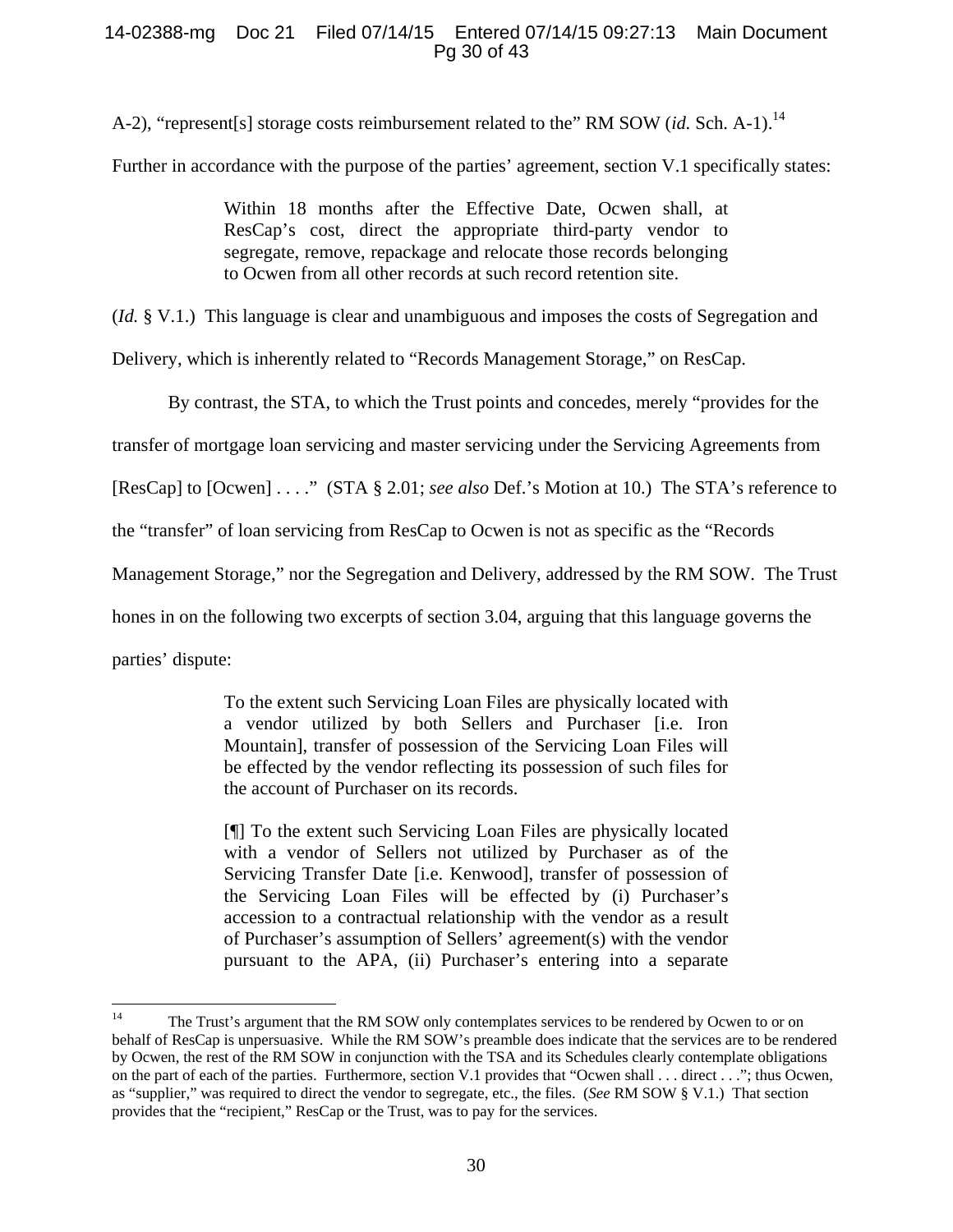A-2), "represent[s] storage costs reimbursement related to the" RM SOW (*id.* Sch. A-1).[14] Further in accordance with the purpose of the parties' agreement, section V.1 specifically states:

> Within 18 months after the Effective Date, Ocwen shall, at ResCap's cost, direct the appropriate third-party vendor to segregate, remove, repackage and relocate those records belonging to Ocwen from all other records at such record retention site.

(*Id.* § V.1.) This language is clear and unambiguous and imposes the costs of Segregation and Delivery, which is inherently related to "Records Management Storage," on ResCap.

By contrast, the STA, to which the Trust points and concedes, merely "provides for the transfer of mortgage loan servicing and master servicing under the Servicing Agreements from [ResCap] to [Ocwen] . . . ." (STA § 2.01; *see also* Def.'s Motion at 10.) The STA's reference to the "transfer" of loan servicing from ResCap to Ocwen is not as specific as the "Records Management Storage," nor the Segregation and Delivery, addressed by the RM SOW. The Trust hones in on the following two excerpts of section 3.04, arguing that this language governs the parties' dispute:

> To the extent such Servicing Loan Files are physically located with a vendor utilized by both Sellers and Purchaser [i.e. Iron Mountain], transfer of possession of the Servicing Loan Files will be effected by the vendor reflecting its possession of such files for the account of Purchaser on its records.
>
> [¶] To the extent such Servicing Loan Files are physically located with a vendor of Sellers not utilized by Purchaser as of the Servicing Transfer Date [i.e. Kenwood], transfer of possession of the Servicing Loan Files will be effected by (i) Purchaser's accession to a contractual relationship with the vendor as a result of Purchaser's assumption of Sellers' agreement(s) with the vendor pursuant to the APA, (ii) Purchaser's entering into a separate

---

[14] The Trust's argument that the RM SOW only contemplates services to be rendered by Ocwen to or on behalf of ResCap is unpersuasive. While the RM SOW's preamble does indicate that the services are to be rendered by Ocwen, the rest of the RM SOW in conjunction with the TSA and its Schedules clearly contemplate obligations on the part of each of the parties. Furthermore, section V.1 provides that "Ocwen shall . . . direct . . ."; thus Ocwen, as "supplier," was required to direct the vendor to segregate, etc., the files. (*See* RM SOW § V.1.) That section provides that the "recipient," ResCap or the Trust, was to pay for the services.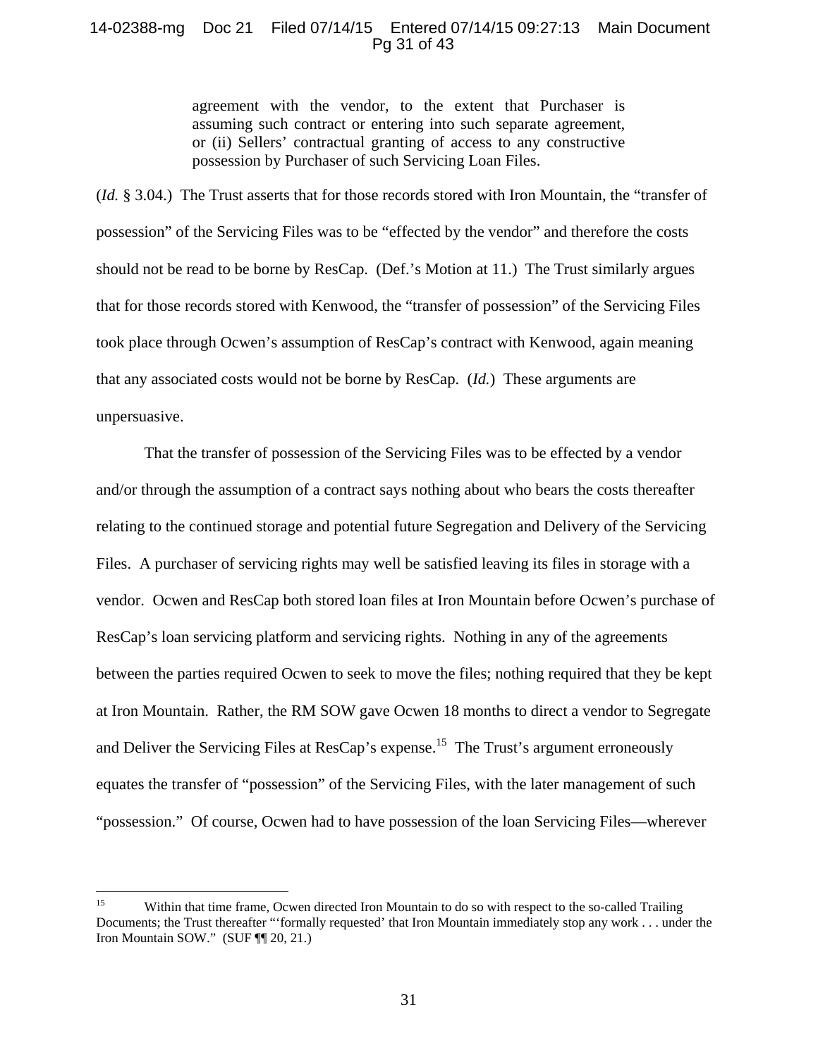> agreement with the vendor, to the extent that Purchaser is assuming such contract or entering into such separate agreement, or (ii) Sellers' contractual granting of access to any constructive possession by Purchaser of such Servicing Loan Files.

(*Id.* § 3.04.) The Trust asserts that for those records stored with Iron Mountain, the "transfer of possession" of the Servicing Files was to be "effected by the vendor" and therefore the costs should not be read to be borne by ResCap. (Def.'s Motion at 11.) The Trust similarly argues that for those records stored with Kenwood, the "transfer of possession" of the Servicing Files took place through Ocwen's assumption of ResCap's contract with Kenwood, again meaning that any associated costs would not be borne by ResCap. (*Id.*) These arguments are unpersuasive.

That the transfer of possession of the Servicing Files was to be effected by a vendor and/or through the assumption of a contract says nothing about who bears the costs thereafter relating to the continued storage and potential future Segregation and Delivery of the Servicing Files. A purchaser of servicing rights may well be satisfied leaving its files in storage with a vendor. Ocwen and ResCap both stored loan files at Iron Mountain before Ocwen's purchase of ResCap's loan servicing platform and servicing rights. Nothing in any of the agreements between the parties required Ocwen to seek to move the files; nothing required that they be kept at Iron Mountain. Rather, the RM SOW gave Ocwen 18 months to direct a vendor to Segregate and Deliver the Servicing Files at ResCap's expense.[15] The Trust's argument erroneously equates the transfer of "possession" of the Servicing Files, with the later management of such "possession." Of course, Ocwen had to have possession of the loan Servicing Files—wherever

[15] Within that time frame, Ocwen directed Iron Mountain to do so with respect to the so-called Trailing Documents; the Trust thereafter "'formally requested' that Iron Mountain immediately stop any work . . . under the Iron Mountain SOW." (SUF ¶¶ 20, 21.)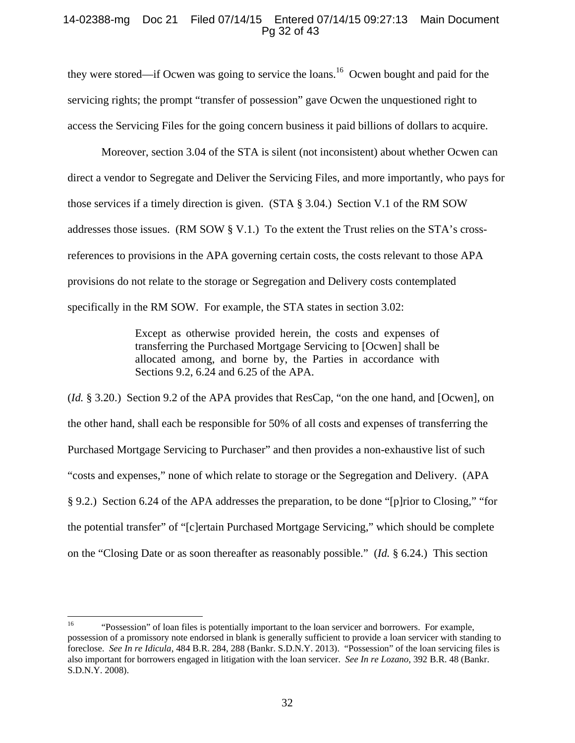they were stored—if Ocwen was going to service the loans.[16] Ocwen bought and paid for the servicing rights; the prompt "transfer of possession" gave Ocwen the unquestioned right to access the Servicing Files for the going concern business it paid billions of dollars to acquire.

Moreover, section 3.04 of the STA is silent (not inconsistent) about whether Ocwen can direct a vendor to Segregate and Deliver the Servicing Files, and more importantly, who pays for those services if a timely direction is given. (STA § 3.04.) Section V.1 of the RM SOW addresses those issues. (RM SOW § V.1.) To the extent the Trust relies on the STA's cross-references to provisions in the APA governing certain costs, the costs relevant to those APA provisions do not relate to the storage or Segregation and Delivery costs contemplated specifically in the RM SOW. For example, the STA states in section 3.02:

> Except as otherwise provided herein, the costs and expenses of transferring the Purchased Mortgage Servicing to [Ocwen] shall be allocated among, and borne by, the Parties in accordance with Sections 9.2, 6.24 and 6.25 of the APA.

(*Id.* § 3.20.) Section 9.2 of the APA provides that ResCap, "on the one hand, and [Ocwen], on the other hand, shall each be responsible for 50% of all costs and expenses of transferring the Purchased Mortgage Servicing to Purchaser" and then provides a non-exhaustive list of such "costs and expenses," none of which relate to storage or the Segregation and Delivery. (APA § 9.2.) Section 6.24 of the APA addresses the preparation, to be done "[p]rior to Closing," "for the potential transfer" of "[c]ertain Purchased Mortgage Servicing," which should be complete on the "Closing Date or as soon thereafter as reasonably possible." (*Id.* § 6.24.) This section

---

[16] "Possession" of loan files is potentially important to the loan servicer and borrowers. For example, possession of a promissory note endorsed in blank is generally sufficient to provide a loan servicer with standing to foreclose. *See In re Idicula*, 484 B.R. 284, 288 (Bankr. S.D.N.Y. 2013). "Possession" of the loan servicing files is also important for borrowers engaged in litigation with the loan servicer. *See In re Lozano*, 392 B.R. 48 (Bankr. S.D.N.Y. 2008).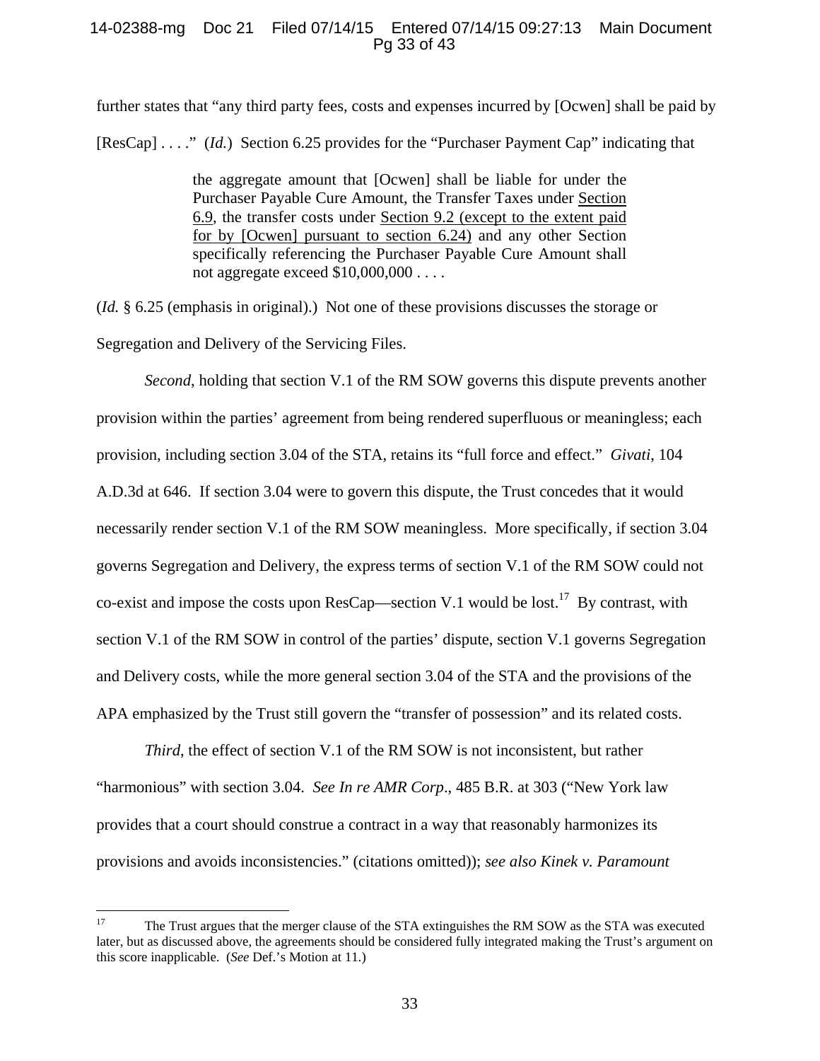further states that "any third party fees, costs and expenses incurred by [Ocwen] shall be paid by [ResCap] . . . ." (*Id.*) Section 6.25 provides for the "Purchaser Payment Cap" indicating that

> the aggregate amount that [Ocwen] shall be liable for under the Purchaser Payable Cure Amount, the Transfer Taxes under <u>Section 6.9</u>, the transfer costs under <u>Section 9.2 (except to the extent paid for by [Ocwen] pursuant to section 6.24)</u> and any other Section specifically referencing the Purchaser Payable Cure Amount shall not aggregate exceed $10,000,000 . . . .

(*Id.* § 6.25 (emphasis in original).) Not one of these provisions discusses the storage or Segregation and Delivery of the Servicing Files.

*Second*, holding that section V.1 of the RM SOW governs this dispute prevents another provision within the parties' agreement from being rendered superfluous or meaningless; each provision, including section 3.04 of the STA, retains its "full force and effect." *Givati*, 104 A.D.3d at 646. If section 3.04 were to govern this dispute, the Trust concedes that it would necessarily render section V.1 of the RM SOW meaningless. More specifically, if section 3.04 governs Segregation and Delivery, the express terms of section V.1 of the RM SOW could not co-exist and impose the costs upon ResCap—section V.1 would be lost.[17] By contrast, with section V.1 of the RM SOW in control of the parties' dispute, section V.1 governs Segregation and Delivery costs, while the more general section 3.04 of the STA and the provisions of the APA emphasized by the Trust still govern the "transfer of possession" and its related costs.

*Third*, the effect of section V.1 of the RM SOW is not inconsistent, but rather "harmonious" with section 3.04. *See In re AMR Corp*., 485 B.R. at 303 ("New York law provides that a court should construe a contract in a way that reasonably harmonizes its provisions and avoids inconsistencies." (citations omitted)); *see also Kinek v. Paramount*

---

[17] The Trust argues that the merger clause of the STA extinguishes the RM SOW as the STA was executed later, but as discussed above, the agreements should be considered fully integrated making the Trust's argument on this score inapplicable. (*See* Def.'s Motion at 11.)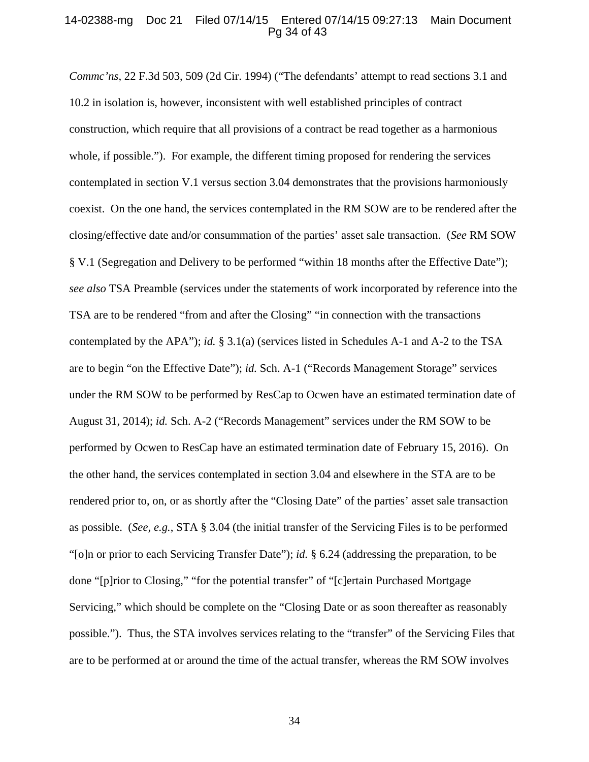*Commc'ns*, 22 F.3d 503, 509 (2d Cir. 1994) ("The defendants' attempt to read sections 3.1 and 10.2 in isolation is, however, inconsistent with well established principles of contract construction, which require that all provisions of a contract be read together as a harmonious whole, if possible."). For example, the different timing proposed for rendering the services contemplated in section V.1 versus section 3.04 demonstrates that the provisions harmoniously coexist. On the one hand, the services contemplated in the RM SOW are to be rendered after the closing/effective date and/or consummation of the parties' asset sale transaction. (*See* RM SOW § V.1 (Segregation and Delivery to be performed "within 18 months after the Effective Date"); *see also* TSA Preamble (services under the statements of work incorporated by reference into the TSA are to be rendered "from and after the Closing" "in connection with the transactions contemplated by the APA"); *id.* § 3.1(a) (services listed in Schedules A-1 and A-2 to the TSA are to begin "on the Effective Date"); *id.* Sch. A-1 ("Records Management Storage" services under the RM SOW to be performed by ResCap to Ocwen have an estimated termination date of August 31, 2014); *id.* Sch. A-2 ("Records Management" services under the RM SOW to be performed by Ocwen to ResCap have an estimated termination date of February 15, 2016). On the other hand, the services contemplated in section 3.04 and elsewhere in the STA are to be rendered prior to, on, or as shortly after the "Closing Date" of the parties' asset sale transaction as possible. (*See, e.g.*, STA § 3.04 (the initial transfer of the Servicing Files is to be performed "[o]n or prior to each Servicing Transfer Date"); *id.* § 6.24 (addressing the preparation, to be done "[p]rior to Closing," "for the potential transfer" of "[c]ertain Purchased Mortgage Servicing," which should be complete on the "Closing Date or as soon thereafter as reasonably possible."). Thus, the STA involves services relating to the "transfer" of the Servicing Files that are to be performed at or around the time of the actual transfer, whereas the RM SOW involves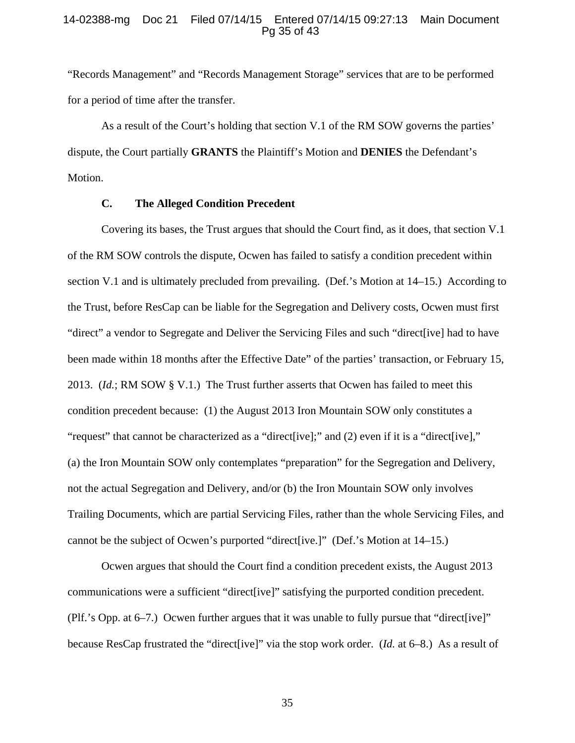"Records Management" and "Records Management Storage" services that are to be performed for a period of time after the transfer.

As a result of the Court's holding that section V.1 of the RM SOW governs the parties' dispute, the Court partially **GRANTS** the Plaintiff's Motion and **DENIES** the Defendant's Motion.

### C. The Alleged Condition Precedent

Covering its bases, the Trust argues that should the Court find, as it does, that section V.1 of the RM SOW controls the dispute, Ocwen has failed to satisfy a condition precedent within section V.1 and is ultimately precluded from prevailing. (Def.'s Motion at 14–15.) According to the Trust, before ResCap can be liable for the Segregation and Delivery costs, Ocwen must first "direct" a vendor to Segregate and Deliver the Servicing Files and such "direct[ive] had to have been made within 18 months after the Effective Date" of the parties' transaction, or February 15, 2013. (*Id.*; RM SOW § V.1.) The Trust further asserts that Ocwen has failed to meet this condition precedent because: (1) the August 2013 Iron Mountain SOW only constitutes a "request" that cannot be characterized as a "direct[ive];" and (2) even if it is a "direct[ive]," (a) the Iron Mountain SOW only contemplates "preparation" for the Segregation and Delivery, not the actual Segregation and Delivery, and/or (b) the Iron Mountain SOW only involves Trailing Documents, which are partial Servicing Files, rather than the whole Servicing Files, and cannot be the subject of Ocwen's purported "direct[ive.]" (Def.'s Motion at 14–15.)

Ocwen argues that should the Court find a condition precedent exists, the August 2013 communications were a sufficient "direct[ive]" satisfying the purported condition precedent. (Plf.'s Opp. at 6–7.) Ocwen further argues that it was unable to fully pursue that "direct[ive]" because ResCap frustrated the "direct[ive]" via the stop work order. (*Id.* at 6–8.) As a result of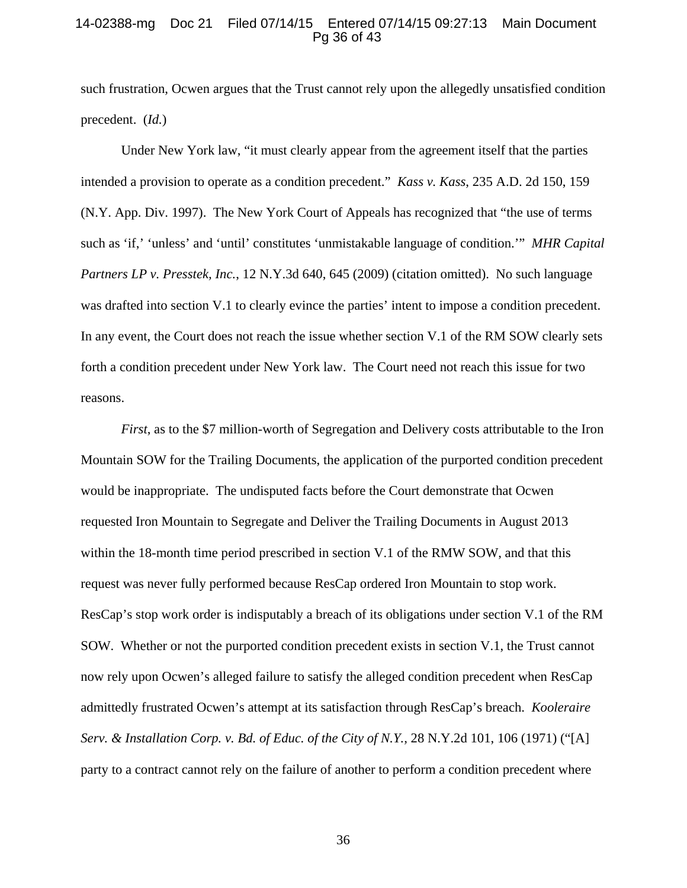such frustration, Ocwen argues that the Trust cannot rely upon the allegedly unsatisfied condition precedent. (*Id.*)

Under New York law, "it must clearly appear from the agreement itself that the parties intended a provision to operate as a condition precedent." *Kass v. Kass*, 235 A.D. 2d 150, 159 (N.Y. App. Div. 1997). The New York Court of Appeals has recognized that "the use of terms such as 'if,' 'unless' and 'until' constitutes 'unmistakable language of condition.'" *MHR Capital Partners LP v. Presstek, Inc.*, 12 N.Y.3d 640, 645 (2009) (citation omitted). No such language was drafted into section V.1 to clearly evince the parties' intent to impose a condition precedent. In any event, the Court does not reach the issue whether section V.1 of the RM SOW clearly sets forth a condition precedent under New York law. The Court need not reach this issue for two reasons.

*First*, as to the $7 million-worth of Segregation and Delivery costs attributable to the Iron Mountain SOW for the Trailing Documents, the application of the purported condition precedent would be inappropriate. The undisputed facts before the Court demonstrate that Ocwen requested Iron Mountain to Segregate and Deliver the Trailing Documents in August 2013 within the 18-month time period prescribed in section V.1 of the RMW SOW, and that this request was never fully performed because ResCap ordered Iron Mountain to stop work. ResCap's stop work order is indisputably a breach of its obligations under section V.1 of the RM SOW. Whether or not the purported condition precedent exists in section V.1, the Trust cannot now rely upon Ocwen's alleged failure to satisfy the alleged condition precedent when ResCap admittedly frustrated Ocwen's attempt at its satisfaction through ResCap's breach. *Kooleraire Serv. & Installation Corp. v. Bd. of Educ. of the City of N.Y.*, 28 N.Y.2d 101, 106 (1971) ("[A] party to a contract cannot rely on the failure of another to perform a condition precedent where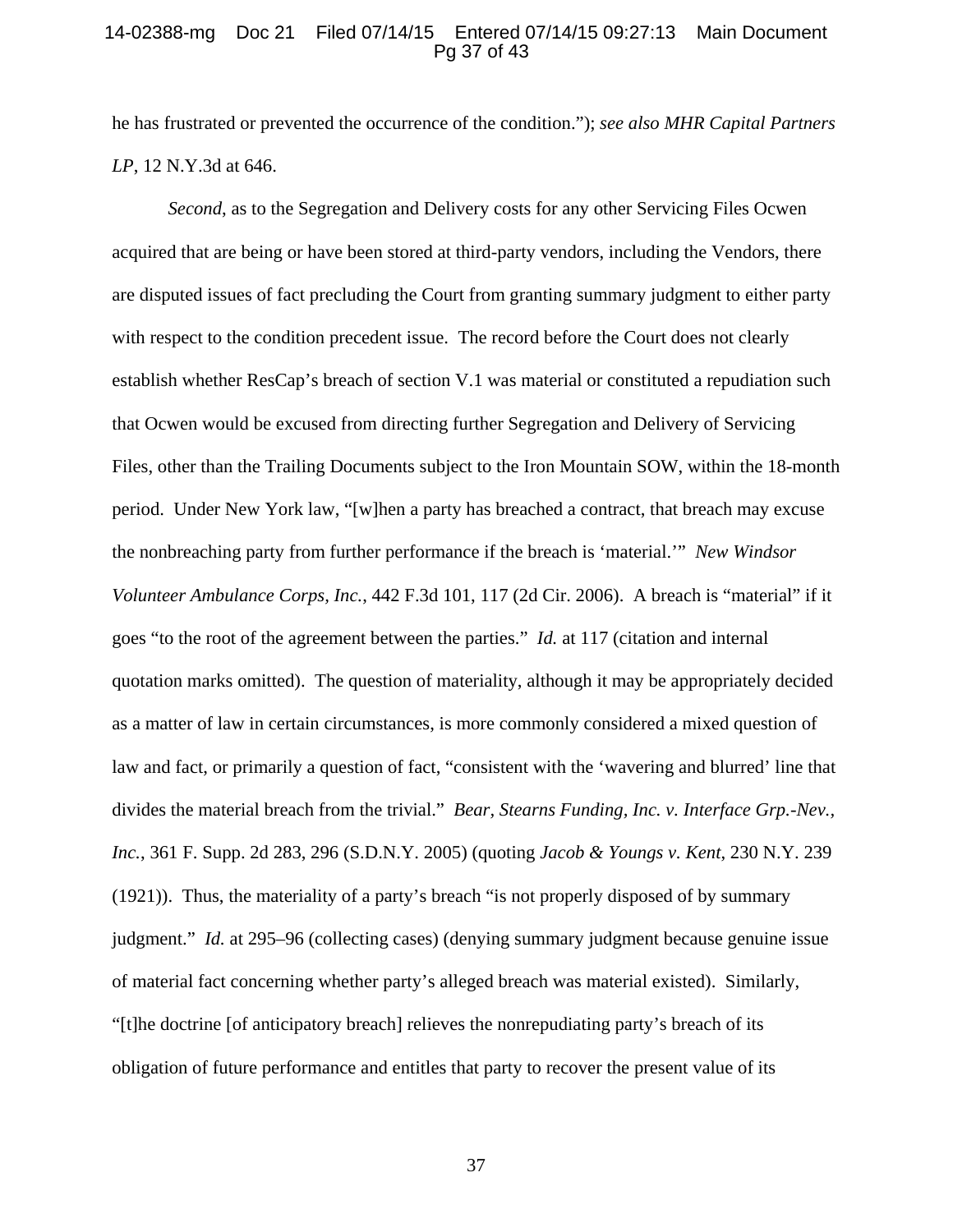he has frustrated or prevented the occurrence of the condition."); *see also MHR Capital Partners LP*, 12 N.Y.3d at 646.

*Second*, as to the Segregation and Delivery costs for any other Servicing Files Ocwen acquired that are being or have been stored at third-party vendors, including the Vendors, there are disputed issues of fact precluding the Court from granting summary judgment to either party with respect to the condition precedent issue. The record before the Court does not clearly establish whether ResCap's breach of section V.1 was material or constituted a repudiation such that Ocwen would be excused from directing further Segregation and Delivery of Servicing Files, other than the Trailing Documents subject to the Iron Mountain SOW, within the 18-month period. Under New York law, "[w]hen a party has breached a contract, that breach may excuse the nonbreaching party from further performance if the breach is 'material.'" *New Windsor Volunteer Ambulance Corps, Inc.*, 442 F.3d 101, 117 (2d Cir. 2006). A breach is "material" if it goes "to the root of the agreement between the parties." *Id.* at 117 (citation and internal quotation marks omitted). The question of materiality, although it may be appropriately decided as a matter of law in certain circumstances, is more commonly considered a mixed question of law and fact, or primarily a question of fact, "consistent with the 'wavering and blurred' line that divides the material breach from the trivial." *Bear, Stearns Funding, Inc. v. Interface Grp.-Nev., Inc.*, 361 F. Supp. 2d 283, 296 (S.D.N.Y. 2005) (quoting *Jacob & Youngs v. Kent*, 230 N.Y. 239 (1921)). Thus, the materiality of a party's breach "is not properly disposed of by summary judgment." *Id.* at 295–96 (collecting cases) (denying summary judgment because genuine issue of material fact concerning whether party's alleged breach was material existed). Similarly, "[t]he doctrine [of anticipatory breach] relieves the nonrepudiating party's breach of its obligation of future performance and entitles that party to recover the present value of its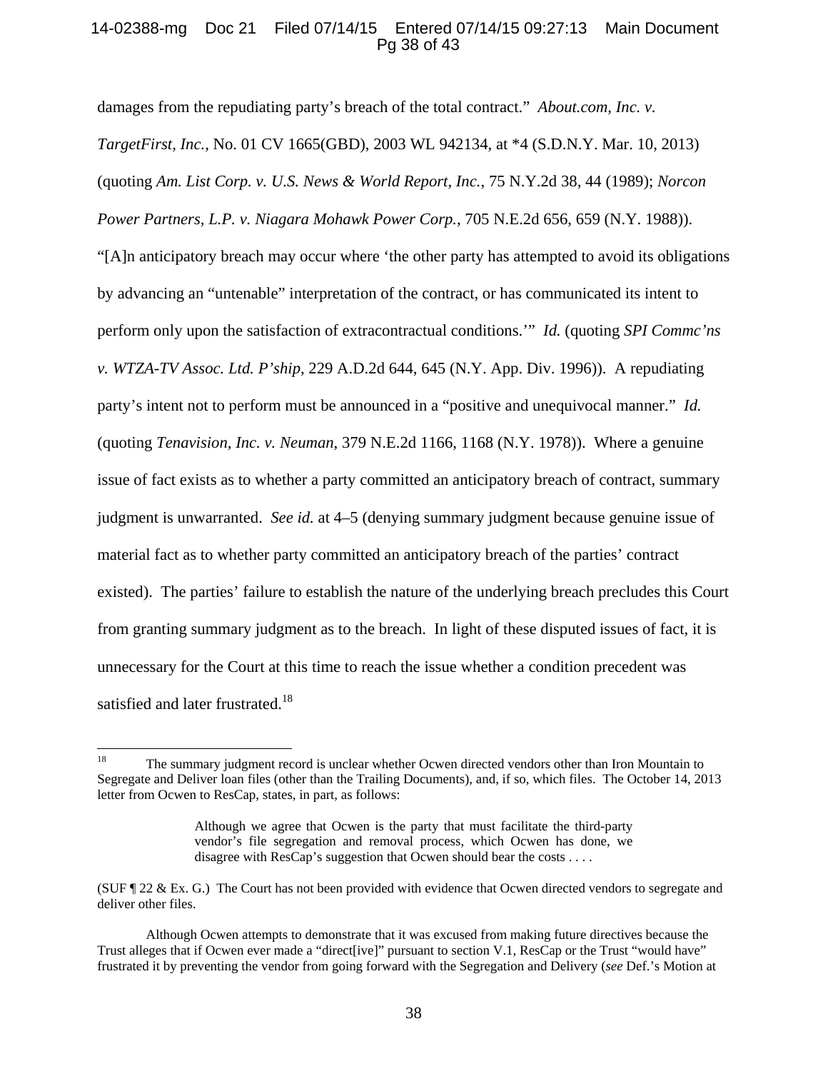damages from the repudiating party's breach of the total contract." *About.com, Inc. v. TargetFirst, Inc.*, No. 01 CV 1665(GBD), 2003 WL 942134, at *4 (S.D.N.Y. Mar. 10, 2013) (quoting *Am. List Corp. v. U.S. News & World Report, Inc.*, 75 N.Y.2d 38, 44 (1989); *Norcon Power Partners, L.P. v. Niagara Mohawk Power Corp.*, 705 N.E.2d 656, 659 (N.Y. 1988)). "[A]n anticipatory breach may occur where 'the other party has attempted to avoid its obligations by advancing an "untenable" interpretation of the contract, or has communicated its intent to perform only upon the satisfaction of extracontractual conditions.'" *Id.* (quoting *SPI Commc'ns v. WTZA-TV Assoc. Ltd. P'ship*, 229 A.D.2d 644, 645 (N.Y. App. Div. 1996)). A repudiating party's intent not to perform must be announced in a "positive and unequivocal manner." *Id.* (quoting *Tenavision, Inc. v. Neuman*, 379 N.E.2d 1166, 1168 (N.Y. 1978)). Where a genuine issue of fact exists as to whether a party committed an anticipatory breach of contract, summary judgment is unwarranted. *See id.* at 4–5 (denying summary judgment because genuine issue of material fact as to whether party committed an anticipatory breach of the parties' contract existed). The parties' failure to establish the nature of the underlying breach precludes this Court from granting summary judgment as to the breach. In light of these disputed issues of fact, it is unnecessary for the Court at this time to reach the issue whether a condition precedent was satisfied and later frustrated.[18]

---

[18] The summary judgment record is unclear whether Ocwen directed vendors other than Iron Mountain to Segregate and Deliver loan files (other than the Trailing Documents), and, if so, which files. The October 14, 2013 letter from Ocwen to ResCap, states, in part, as follows:

> Although we agree that Ocwen is the party that must facilitate the third-party vendor's file segregation and removal process, which Ocwen has done, we disagree with ResCap's suggestion that Ocwen should bear the costs . . . .

(SUF ¶ 22 & Ex. G.) The Court has not been provided with evidence that Ocwen directed vendors to segregate and deliver other files.

Although Ocwen attempts to demonstrate that it was excused from making future directives because the Trust alleges that if Ocwen ever made a "direct[ive]" pursuant to section V.1, ResCap or the Trust "would have" frustrated it by preventing the vendor from going forward with the Segregation and Delivery (*see* Def.'s Motion at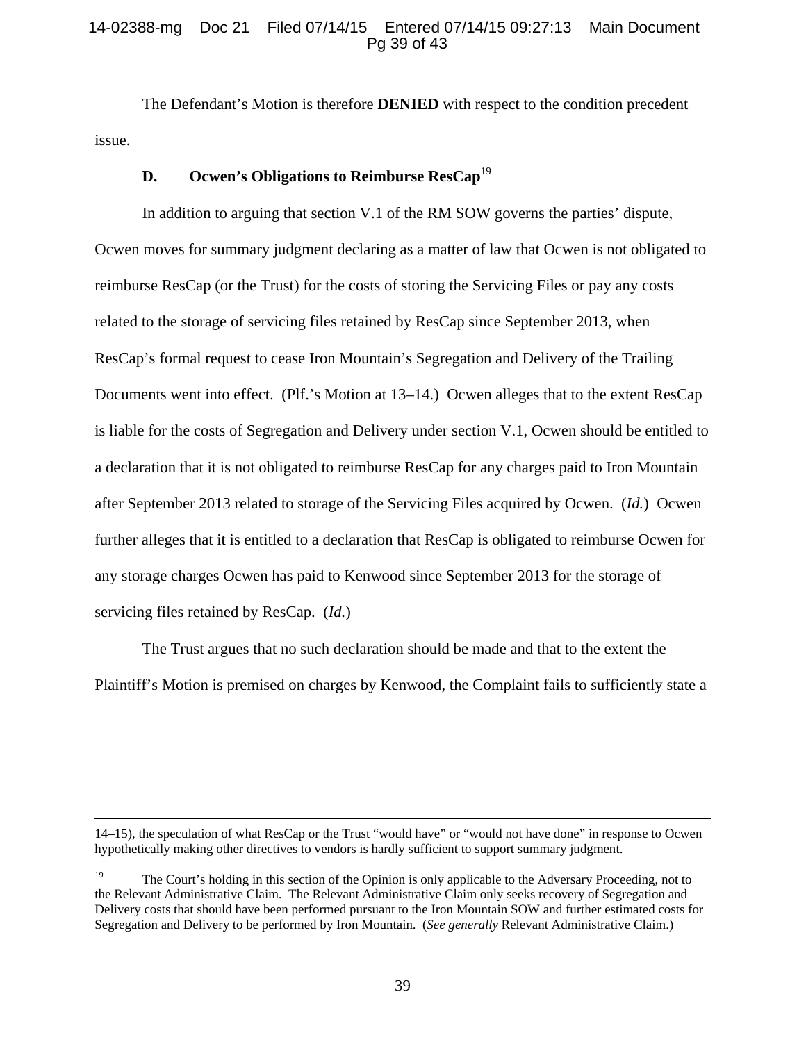The Defendant's Motion is therefore **DENIED** with respect to the condition precedent issue.

### D. Ocwen's Obligations to Reimburse ResCap[19]

In addition to arguing that section V.1 of the RM SOW governs the parties' dispute, Ocwen moves for summary judgment declaring as a matter of law that Ocwen is not obligated to reimburse ResCap (or the Trust) for the costs of storing the Servicing Files or pay any costs related to the storage of servicing files retained by ResCap since September 2013, when ResCap's formal request to cease Iron Mountain's Segregation and Delivery of the Trailing Documents went into effect. (Plf.'s Motion at 13–14.) Ocwen alleges that to the extent ResCap is liable for the costs of Segregation and Delivery under section V.1, Ocwen should be entitled to a declaration that it is not obligated to reimburse ResCap for any charges paid to Iron Mountain after September 2013 related to storage of the Servicing Files acquired by Ocwen. (*Id.*) Ocwen further alleges that it is entitled to a declaration that ResCap is obligated to reimburse Ocwen for any storage charges Ocwen has paid to Kenwood since September 2013 for the storage of servicing files retained by ResCap. (*Id.*)

The Trust argues that no such declaration should be made and that to the extent the Plaintiff's Motion is premised on charges by Kenwood, the Complaint fails to sufficiently state a

---

14–15), the speculation of what ResCap or the Trust "would have" or "would not have done" in response to Ocwen hypothetically making other directives to vendors is hardly sufficient to support summary judgment.

[19] The Court's holding in this section of the Opinion is only applicable to the Adversary Proceeding, not to the Relevant Administrative Claim. The Relevant Administrative Claim only seeks recovery of Segregation and Delivery costs that should have been performed pursuant to the Iron Mountain SOW and further estimated costs for Segregation and Delivery to be performed by Iron Mountain. (*See generally* Relevant Administrative Claim.)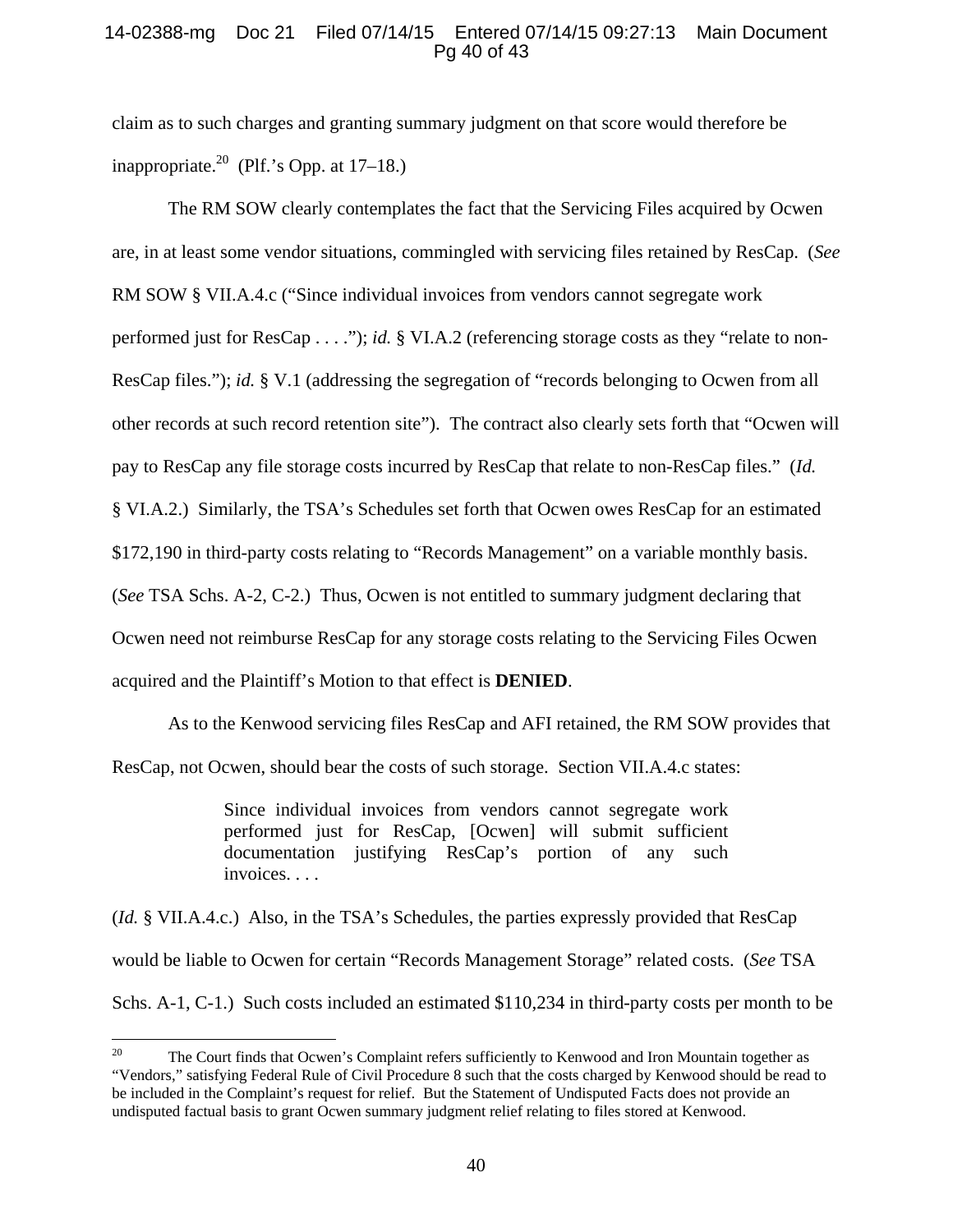claim as to such charges and granting summary judgment on that score would therefore be inappropriate.[20] (Plf.'s Opp. at 17–18.)

The RM SOW clearly contemplates the fact that the Servicing Files acquired by Ocwen are, in at least some vendor situations, commingled with servicing files retained by ResCap. (*See* RM SOW § VII.A.4.c ("Since individual invoices from vendors cannot segregate work performed just for ResCap . . . ."); *id.* § VI.A.2 (referencing storage costs as they "relate to non-ResCap files."); *id.* § V.1 (addressing the segregation of "records belonging to Ocwen from all other records at such record retention site"). The contract also clearly sets forth that "Ocwen will pay to ResCap any file storage costs incurred by ResCap that relate to non-ResCap files." (*Id.* § VI.A.2.) Similarly, the TSA's Schedules set forth that Ocwen owes ResCap for an estimated $172,190 in third-party costs relating to "Records Management" on a variable monthly basis. (*See* TSA Schs. A-2, C-2.) Thus, Ocwen is not entitled to summary judgment declaring that Ocwen need not reimburse ResCap for any storage costs relating to the Servicing Files Ocwen acquired and the Plaintiff's Motion to that effect is **DENIED**.

As to the Kenwood servicing files ResCap and AFI retained, the RM SOW provides that ResCap, not Ocwen, should bear the costs of such storage. Section VII.A.4.c states:

> Since individual invoices from vendors cannot segregate work performed just for ResCap, [Ocwen] will submit sufficient documentation justifying ResCap's portion of any such invoices. . . .

(*Id.* § VII.A.4.c.) Also, in the TSA's Schedules, the parties expressly provided that ResCap would be liable to Ocwen for certain "Records Management Storage" related costs. (*See* TSA Schs. A-1, C-1.) Such costs included an estimated $110,234 in third-party costs per month to be

---

[20] The Court finds that Ocwen's Complaint refers sufficiently to Kenwood and Iron Mountain together as "Vendors," satisfying Federal Rule of Civil Procedure 8 such that the costs charged by Kenwood should be read to be included in the Complaint's request for relief. But the Statement of Undisputed Facts does not provide an undisputed factual basis to grant Ocwen summary judgment relief relating to files stored at Kenwood.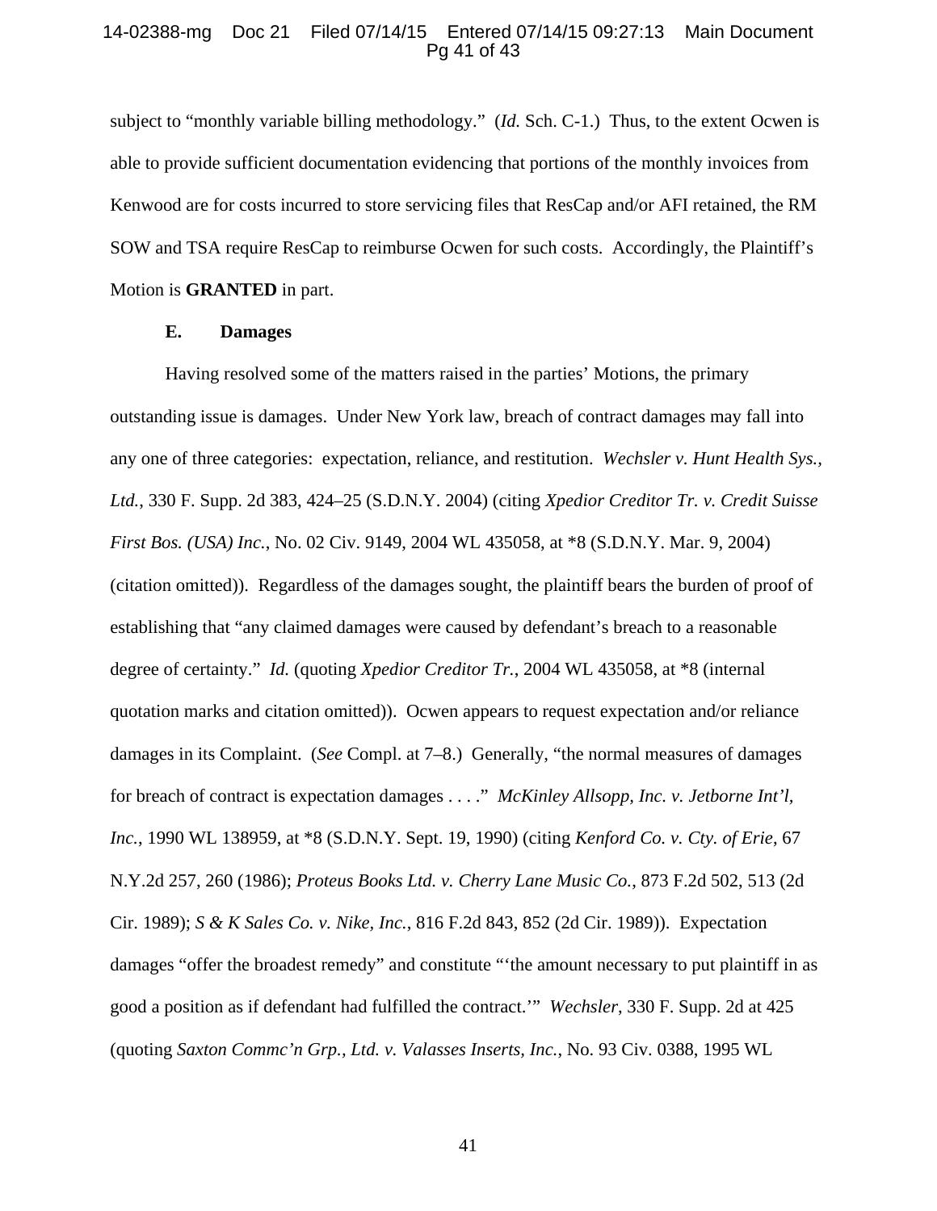subject to "monthly variable billing methodology." (*Id.* Sch. C-1.) Thus, to the extent Ocwen is able to provide sufficient documentation evidencing that portions of the monthly invoices from Kenwood are for costs incurred to store servicing files that ResCap and/or AFI retained, the RM SOW and TSA require ResCap to reimburse Ocwen for such costs. Accordingly, the Plaintiff's Motion is **GRANTED** in part.

### E. Damages

Having resolved some of the matters raised in the parties' Motions, the primary outstanding issue is damages. Under New York law, breach of contract damages may fall into any one of three categories: expectation, reliance, and restitution. *Wechsler v. Hunt Health Sys., Ltd.*, 330 F. Supp. 2d 383, 424–25 (S.D.N.Y. 2004) (citing *Xpedior Creditor Tr. v. Credit Suisse First Bos. (USA) Inc.*, No. 02 Civ. 9149, 2004 WL 435058, at *8 (S.D.N.Y. Mar. 9, 2004) (citation omitted)). Regardless of the damages sought, the plaintiff bears the burden of proof of establishing that "any claimed damages were caused by defendant's breach to a reasonable degree of certainty." *Id.* (quoting *Xpedior Creditor Tr.*, 2004 WL 435058, at *8 (internal quotation marks and citation omitted)). Ocwen appears to request expectation and/or reliance damages in its Complaint. (*See* Compl. at 7–8.) Generally, "the normal measures of damages for breach of contract is expectation damages . . . ." *McKinley Allsopp, Inc. v. Jetborne Int'l, Inc.*, 1990 WL 138959, at *8 (S.D.N.Y. Sept. 19, 1990) (citing *Kenford Co. v. Cty. of Erie*, 67 N.Y.2d 257, 260 (1986); *Proteus Books Ltd. v. Cherry Lane Music Co.*, 873 F.2d 502, 513 (2d Cir. 1989); *S & K Sales Co. v. Nike, Inc.*, 816 F.2d 843, 852 (2d Cir. 1989)). Expectation damages "offer the broadest remedy" and constitute "'the amount necessary to put plaintiff in as good a position as if defendant had fulfilled the contract.'" *Wechsler*, 330 F. Supp. 2d at 425 (quoting *Saxton Commc'n Grp., Ltd. v. Valasses Inserts, Inc.*, No. 93 Civ. 0388, 1995 WL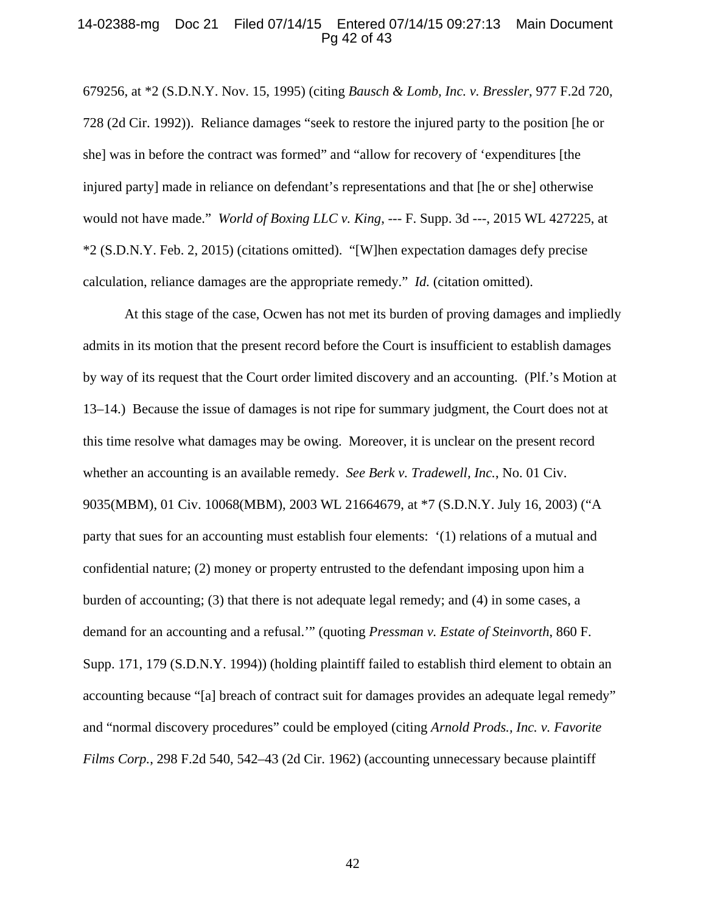679256, at *2 (S.D.N.Y. Nov. 15, 1995) (citing *Bausch & Lomb, Inc. v. Bressler*, 977 F.2d 720, 728 (2d Cir. 1992)). Reliance damages "seek to restore the injured party to the position [he or she] was in before the contract was formed" and "allow for recovery of 'expenditures [the injured party] made in reliance on defendant's representations and that [he or she] otherwise would not have made." *World of Boxing LLC v. King*, --- F. Supp. 3d ---, 2015 WL 427225, at *2 (S.D.N.Y. Feb. 2, 2015) (citations omitted). "[W]hen expectation damages defy precise calculation, reliance damages are the appropriate remedy." *Id.* (citation omitted).

At this stage of the case, Ocwen has not met its burden of proving damages and impliedly admits in its motion that the present record before the Court is insufficient to establish damages by way of its request that the Court order limited discovery and an accounting. (Plf.'s Motion at 13–14.) Because the issue of damages is not ripe for summary judgment, the Court does not at this time resolve what damages may be owing. Moreover, it is unclear on the present record whether an accounting is an available remedy. *See Berk v. Tradewell, Inc.*, No. 01 Civ. 9035(MBM), 01 Civ. 10068(MBM), 2003 WL 21664679, at *7 (S.D.N.Y. July 16, 2003) ("A party that sues for an accounting must establish four elements: '(1) relations of a mutual and confidential nature; (2) money or property entrusted to the defendant imposing upon him a burden of accounting; (3) that there is not adequate legal remedy; and (4) in some cases, a demand for an accounting and a refusal.'" (quoting *Pressman v. Estate of Steinvorth*, 860 F. Supp. 171, 179 (S.D.N.Y. 1994)) (holding plaintiff failed to establish third element to obtain an accounting because "[a] breach of contract suit for damages provides an adequate legal remedy" and "normal discovery procedures" could be employed (citing *Arnold Prods., Inc. v. Favorite Films Corp.*, 298 F.2d 540, 542–43 (2d Cir. 1962) (accounting unnecessary because plaintiff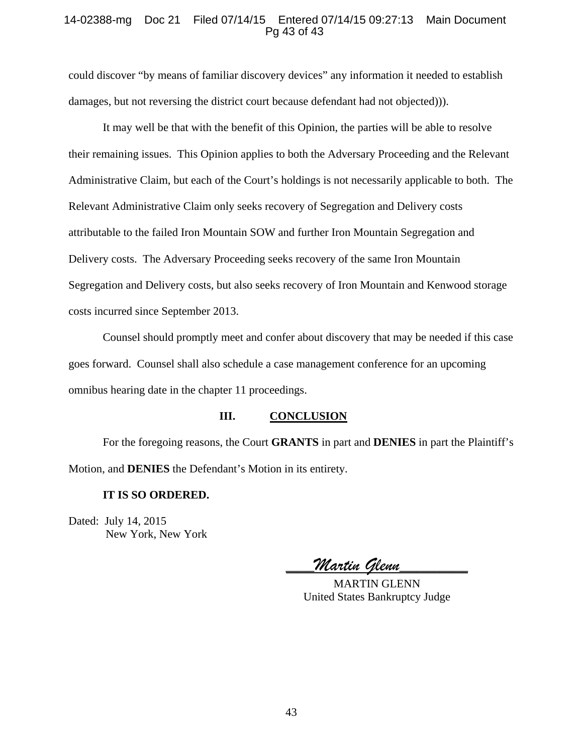could discover "by means of familiar discovery devices" any information it needed to establish damages, but not reversing the district court because defendant had not objected))).

It may well be that with the benefit of this Opinion, the parties will be able to resolve their remaining issues. This Opinion applies to both the Adversary Proceeding and the Relevant Administrative Claim, but each of the Court's holdings is not necessarily applicable to both. The Relevant Administrative Claim only seeks recovery of Segregation and Delivery costs attributable to the failed Iron Mountain SOW and further Iron Mountain Segregation and Delivery costs. The Adversary Proceeding seeks recovery of the same Iron Mountain Segregation and Delivery costs, but also seeks recovery of Iron Mountain and Kenwood storage costs incurred since September 2013.

Counsel should promptly meet and confer about discovery that may be needed if this case goes forward. Counsel shall also schedule a case management conference for an upcoming omnibus hearing date in the chapter 11 proceedings.

## III. CONCLUSION

For the foregoing reasons, the Court **GRANTS** in part and **DENIES** in part the Plaintiff's Motion, and **DENIES** the Defendant's Motion in its entirety.

**IT IS SO ORDERED.**

Dated: July 14, 2015
New York, New York

*Martin Glenn*
MARTIN GLENN
United States Bankruptcy Judge